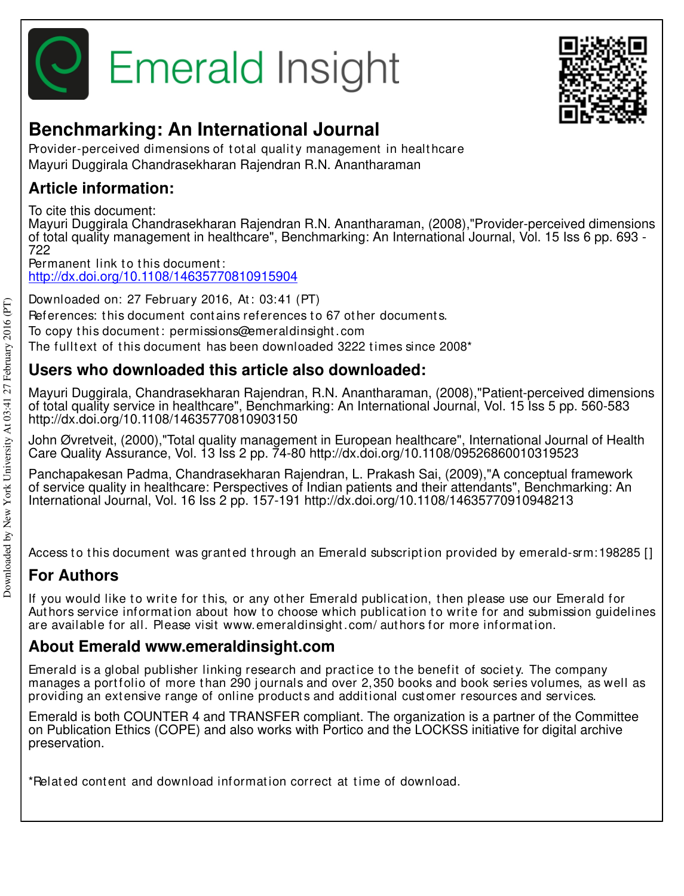# Emerald Insight

## Benchmarking: An International Journal

Provider-perceived dimensions of total quality management in healthcare
Mayuri Duggirala Chandrasekharan Rajendran R.N. Anantharaman

## Article information:

To cite this document:
Mayuri Duggirala Chandrasekharan Rajendran R.N. Anantharaman, (2008),"Provider-perceived dimensions of total quality management in healthcare", Benchmarking: An International Journal, Vol. 15 Iss 6 pp. 693 - 722
Permanent link to this document:
http://dx.doi.org/10.1108/14635770810915904

Downloaded on: 27 February 2016, At: 03:41 (PT)
References: this document contains references to 67 other documents.
To copy this document: permissions@emeraldinsight.com
The fulltext of this document has been downloaded 3222 times since 2008*

## Users who downloaded this article also downloaded:

Mayuri Duggirala, Chandrasekharan Rajendran, R.N. Anantharaman, (2008),"Patient-perceived dimensions of total quality service in healthcare", Benchmarking: An International Journal, Vol. 15 Iss 5 pp. 560-583 http://dx.doi.org/10.1108/14635770810903150

John Øvretveit, (2000),"Total quality management in European healthcare", International Journal of Health Care Quality Assurance, Vol. 13 Iss 2 pp. 74-80 http://dx.doi.org/10.1108/09526860010319523

Panchapakesan Padma, Chandrasekharan Rajendran, L. Prakash Sai, (2009),"A conceptual framework of service quality in healthcare: Perspectives of Indian patients and their attendants", Benchmarking: An International Journal, Vol. 16 Iss 2 pp. 157-191 http://dx.doi.org/10.1108/14635770910948213

Access to this document was granted through an Emerald subscription provided by emerald-srm:198285 []

## For Authors

If you would like to write for this, or any other Emerald publication, then please use our Emerald for Authors service information about how to choose which publication to write for and submission guidelines are available for all. Please visit www.emeraldinsight.com/authors for more information.

## About Emerald www.emeraldinsight.com

Emerald is a global publisher linking research and practice to the benefit of society. The company manages a portfolio of more than 290 journals and over 2,350 books and book series volumes, as well as providing an extensive range of online products and additional customer resources and services.

Emerald is both COUNTER 4 and TRANSFER compliant. The organization is a partner of the Committee on Publication Ethics (COPE) and also works with Portico and the LOCKSS initiative for digital archive preservation.

*Related content and download information correct at time of download.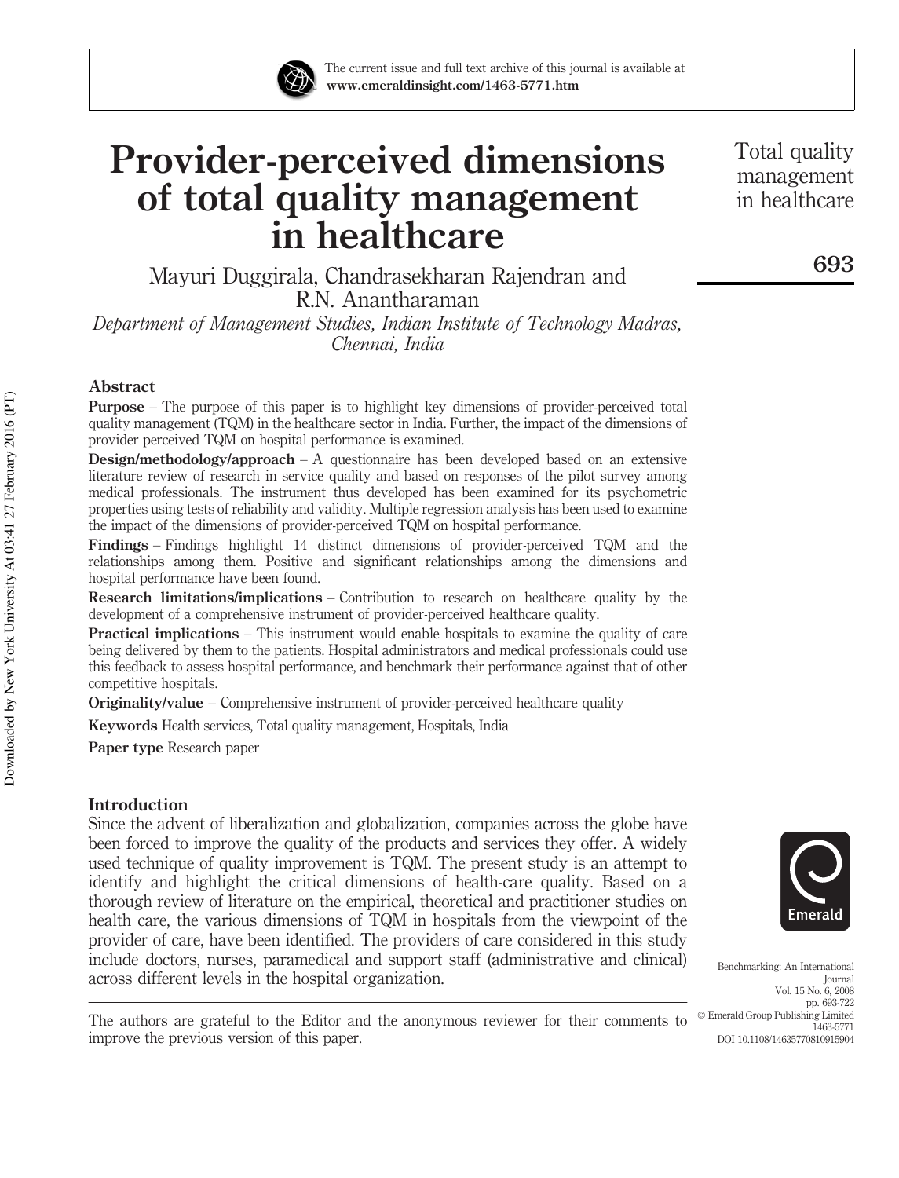# Provider-perceived dimensions of total quality management in healthcare

Mayuri Duggirala, Chandrasekharan Rajendran and R.N. Anantharaman

*Department of Management Studies, Indian Institute of Technology Madras, Chennai, India*

## Abstract

**Purpose** – The purpose of this paper is to highlight key dimensions of provider-perceived total quality management (TQM) in the healthcare sector in India. Further, the impact of the dimensions of provider perceived TQM on hospital performance is examined.

**Design/methodology/approach** – A questionnaire has been developed based on an extensive literature review of research in service quality and based on responses of the pilot survey among medical professionals. The instrument thus developed has been examined for its psychometric properties using tests of reliability and validity. Multiple regression analysis has been used to examine the impact of the dimensions of provider-perceived TQM on hospital performance.

**Findings** – Findings highlight 14 distinct dimensions of provider-perceived TQM and the relationships among them. Positive and significant relationships among the dimensions and hospital performance have been found.

**Research limitations/implications** – Contribution to research on healthcare quality by the development of a comprehensive instrument of provider-perceived healthcare quality.

**Practical implications** – This instrument would enable hospitals to examine the quality of care being delivered by them to the patients. Hospital administrators and medical professionals could use this feedback to assess hospital performance, and benchmark their performance against that of other competitive hospitals.

**Originality/value** – Comprehensive instrument of provider-perceived healthcare quality

**Keywords** Health services, Total quality management, Hospitals, India

**Paper type** Research paper

## Introduction

Since the advent of liberalization and globalization, companies across the globe have been forced to improve the quality of the products and services they offer. A widely used technique of quality improvement is TQM. The present study is an attempt to identify and highlight the critical dimensions of health-care quality. Based on a thorough review of literature on the empirical, theoretical and practitioner studies on health care, the various dimensions of TQM in hospitals from the viewpoint of the provider of care, have been identified. The providers of care considered in this study include doctors, nurses, paramedical and support staff (administrative and clinical) across different levels in the hospital organization.

The authors are grateful to the Editor and the anonymous reviewer for their comments to improve the previous version of this paper.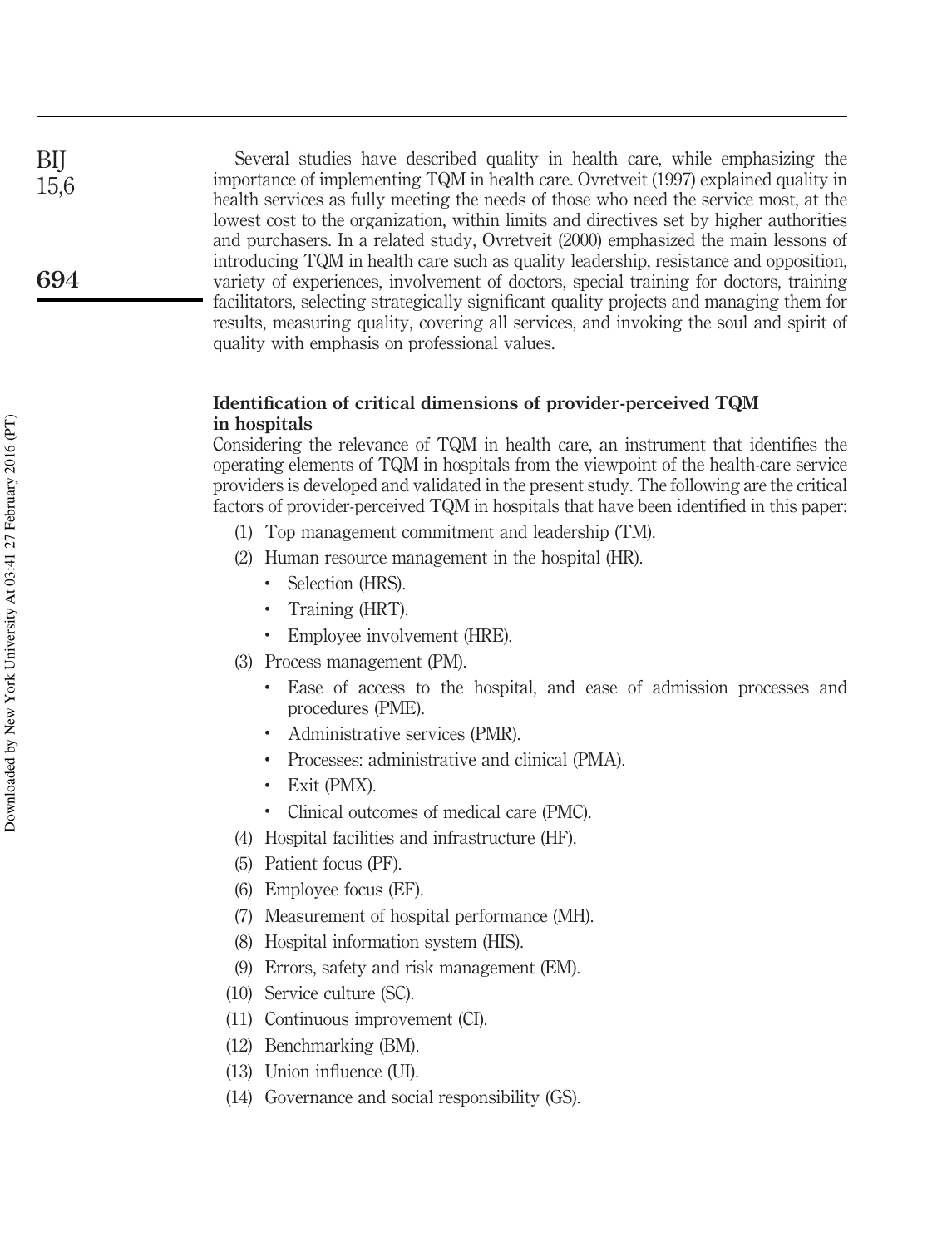Several studies have described quality in health care, while emphasizing the importance of implementing TQM in health care. Ovretveit (1997) explained quality in health services as fully meeting the needs of those who need the service most, at the lowest cost to the organization, within limits and directives set by higher authorities and purchasers. In a related study, Ovretveit (2000) emphasized the main lessons of introducing TQM in health care such as quality leadership, resistance and opposition, variety of experiences, involvement of doctors, special training for doctors, training facilitators, selecting strategically significant quality projects and managing them for results, measuring quality, covering all services, and invoking the soul and spirit of quality with emphasis on professional values.

## Identification of critical dimensions of provider-perceived TQM in hospitals

Considering the relevance of TQM in health care, an instrument that identifies the operating elements of TQM in hospitals from the viewpoint of the health-care service providers is developed and validated in the present study. The following are the critical factors of provider-perceived TQM in hospitals that have been identified in this paper:

1. Top management commitment and leadership (TM).
2. Human resource management in the hospital (HR).
   - Selection (HRS).
   - Training (HRT).
   - Employee involvement (HRE).
3. Process management (PM).
   - Ease of access to the hospital, and ease of admission processes and procedures (PME).
   - Administrative services (PMR).
   - Processes: administrative and clinical (PMA).
   - Exit (PMX).
   - Clinical outcomes of medical care (PMC).
4. Hospital facilities and infrastructure (HF).
5. Patient focus (PF).
6. Employee focus (EF).
7. Measurement of hospital performance (MH).
8. Hospital information system (HIS).
9. Errors, safety and risk management (EM).
10. Service culture (SC).
11. Continuous improvement (CI).
12. Benchmarking (BM).
13. Union influence (UI).
14. Governance and social responsibility (GS).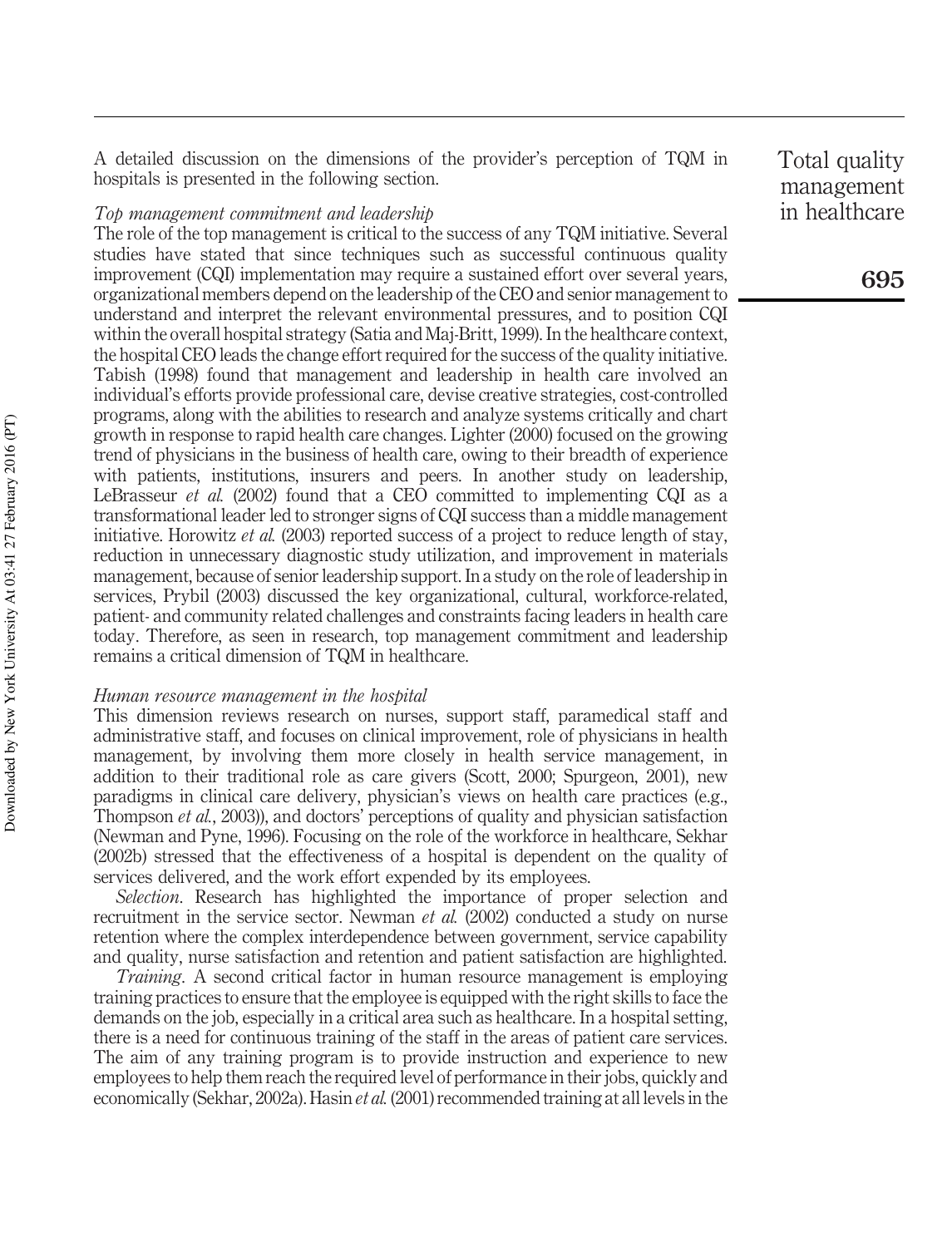A detailed discussion on the dimensions of the provider's perception of TQM in hospitals is presented in the following section.

*Top management commitment and leadership*

The role of the top management is critical to the success of any TQM initiative. Several studies have stated that since techniques such as successful continuous quality improvement (CQI) implementation may require a sustained effort over several years, organizational members depend on the leadership of the CEO and senior management to understand and interpret the relevant environmental pressures, and to position CQI within the overall hospital strategy (Satia and Maj-Britt, 1999). In the healthcare context, the hospital CEO leads the change effort required for the success of the quality initiative. Tabish (1998) found that management and leadership in health care involved an individual's efforts provide professional care, devise creative strategies, cost-controlled programs, along with the abilities to research and analyze systems critically and chart growth in response to rapid health care changes. Lighter (2000) focused on the growing trend of physicians in the business of health care, owing to their breadth of experience with patients, institutions, insurers and peers. In another study on leadership, LeBrasseur *et al.* (2002) found that a CEO committed to implementing CQI as a transformational leader led to stronger signs of CQI success than a middle management initiative. Horowitz *et al.* (2003) reported success of a project to reduce length of stay, reduction in unnecessary diagnostic study utilization, and improvement in materials management, because of senior leadership support. In a study on the role of leadership in services, Prybil (2003) discussed the key organizational, cultural, workforce-related, patient- and community related challenges and constraints facing leaders in health care today. Therefore, as seen in research, top management commitment and leadership remains a critical dimension of TQM in healthcare.

*Human resource management in the hospital*

This dimension reviews research on nurses, support staff, paramedical staff and administrative staff, and focuses on clinical improvement, role of physicians in health management, by involving them more closely in health service management, in addition to their traditional role as care givers (Scott, 2000; Spurgeon, 2001), new paradigms in clinical care delivery, physician's views on health care practices (e.g., Thompson *et al.*, 2003)), and doctors' perceptions of quality and physician satisfaction (Newman and Pyne, 1996). Focusing on the role of the workforce in healthcare, Sekhar (2002b) stressed that the effectiveness of a hospital is dependent on the quality of services delivered, and the work effort expended by its employees.

*Selection*. Research has highlighted the importance of proper selection and recruitment in the service sector. Newman *et al.* (2002) conducted a study on nurse retention where the complex interdependence between government, service capability and quality, nurse satisfaction and retention and patient satisfaction are highlighted.

*Training*. A second critical factor in human resource management is employing training practices to ensure that the employee is equipped with the right skills to face the demands on the job, especially in a critical area such as healthcare. In a hospital setting, there is a need for continuous training of the staff in the areas of patient care services. The aim of any training program is to provide instruction and experience to new employees to help them reach the required level of performance in their jobs, quickly and economically (Sekhar, 2002a). Hasin *et al.* (2001) recommended training at all levels in the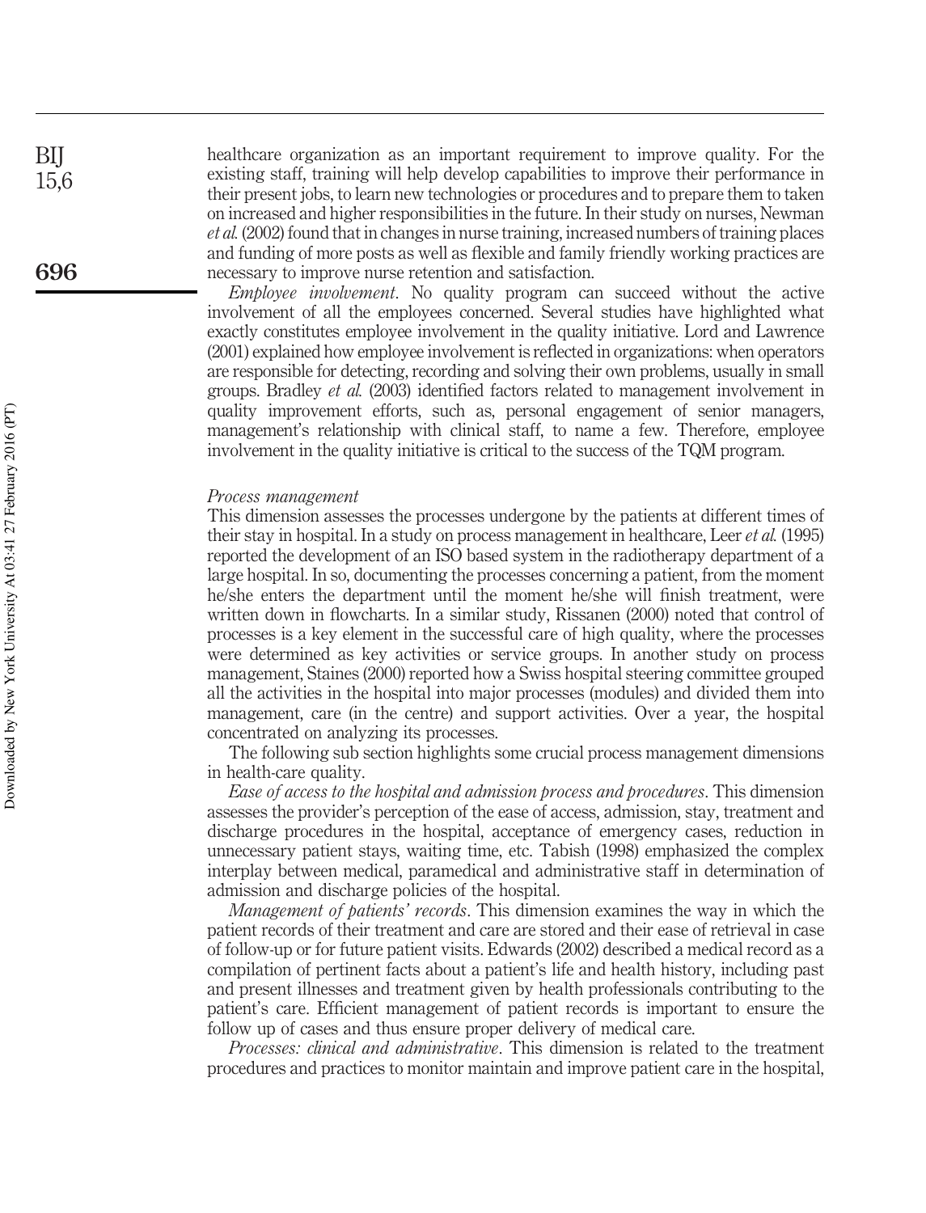healthcare organization as an important requirement to improve quality. For the existing staff, training will help develop capabilities to improve their performance in their present jobs, to learn new technologies or procedures and to prepare them to taken on increased and higher responsibilities in the future. In their study on nurses, Newman *et al.* (2002) found that in changes in nurse training, increased numbers of training places and funding of more posts as well as flexible and family friendly working practices are necessary to improve nurse retention and satisfaction.

*Employee involvement*. No quality program can succeed without the active involvement of all the employees concerned. Several studies have highlighted what exactly constitutes employee involvement in the quality initiative. Lord and Lawrence (2001) explained how employee involvement is reflected in organizations: when operators are responsible for detecting, recording and solving their own problems, usually in small groups. Bradley *et al.* (2003) identified factors related to management involvement in quality improvement efforts, such as, personal engagement of senior managers, management's relationship with clinical staff, to name a few. Therefore, employee involvement in the quality initiative is critical to the success of the TQM program.

### *Process management*

This dimension assesses the processes undergone by the patients at different times of their stay in hospital. In a study on process management in healthcare, Leer *et al.* (1995) reported the development of an ISO based system in the radiotherapy department of a large hospital. In so, documenting the processes concerning a patient, from the moment he/she enters the department until the moment he/she will finish treatment, were written down in flowcharts. In a similar study, Rissanen (2000) noted that control of processes is a key element in the successful care of high quality, where the processes were determined as key activities or service groups. In another study on process management, Staines (2000) reported how a Swiss hospital steering committee grouped all the activities in the hospital into major processes (modules) and divided them into management, care (in the centre) and support activities. Over a year, the hospital concentrated on analyzing its processes.

The following sub section highlights some crucial process management dimensions in health-care quality.

*Ease of access to the hospital and admission process and procedures*. This dimension assesses the provider's perception of the ease of access, admission, stay, treatment and discharge procedures in the hospital, acceptance of emergency cases, reduction in unnecessary patient stays, waiting time, etc. Tabish (1998) emphasized the complex interplay between medical, paramedical and administrative staff in determination of admission and discharge policies of the hospital.

*Management of patients' records*. This dimension examines the way in which the patient records of their treatment and care are stored and their ease of retrieval in case of follow-up or for future patient visits. Edwards (2002) described a medical record as a compilation of pertinent facts about a patient's life and health history, including past and present illnesses and treatment given by health professionals contributing to the patient's care. Efficient management of patient records is important to ensure the follow up of cases and thus ensure proper delivery of medical care.

*Processes: clinical and administrative*. This dimension is related to the treatment procedures and practices to monitor maintain and improve patient care in the hospital,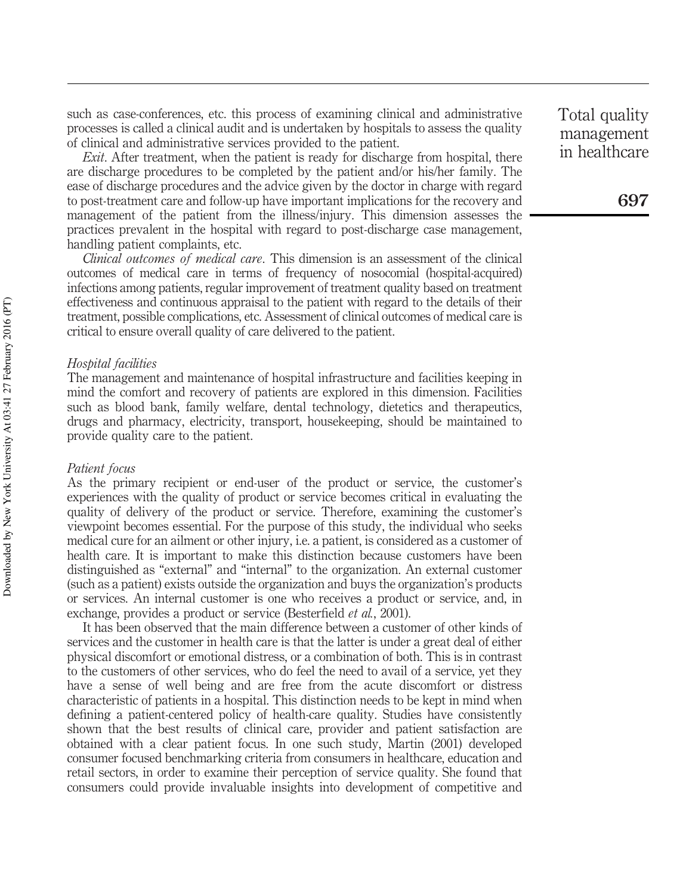such as case-conferences, etc. this process of examining clinical and administrative processes is called a clinical audit and is undertaken by hospitals to assess the quality of clinical and administrative services provided to the patient.

*Exit*. After treatment, when the patient is ready for discharge from hospital, there are discharge procedures to be completed by the patient and/or his/her family. The ease of discharge procedures and the advice given by the doctor in charge with regard to post-treatment care and follow-up have important implications for the recovery and management of the patient from the illness/injury. This dimension assesses the practices prevalent in the hospital with regard to post-discharge case management, handling patient complaints, etc.

*Clinical outcomes of medical care*. This dimension is an assessment of the clinical outcomes of medical care in terms of frequency of nosocomial (hospital-acquired) infections among patients, regular improvement of treatment quality based on treatment effectiveness and continuous appraisal to the patient with regard to the details of their treatment, possible complications, etc. Assessment of clinical outcomes of medical care is critical to ensure overall quality of care delivered to the patient.

### *Hospital facilities*

The management and maintenance of hospital infrastructure and facilities keeping in mind the comfort and recovery of patients are explored in this dimension. Facilities such as blood bank, family welfare, dental technology, dietetics and therapeutics, drugs and pharmacy, electricity, transport, housekeeping, should be maintained to provide quality care to the patient.

### *Patient focus*

As the primary recipient or end-user of the product or service, the customer's experiences with the quality of product or service becomes critical in evaluating the quality of delivery of the product or service. Therefore, examining the customer's viewpoint becomes essential. For the purpose of this study, the individual who seeks medical cure for an ailment or other injury, i.e. a patient, is considered as a customer of health care. It is important to make this distinction because customers have been distinguished as "external" and "internal" to the organization. An external customer (such as a patient) exists outside the organization and buys the organization's products or services. An internal customer is one who receives a product or service, and, in exchange, provides a product or service (Besterfield *et al.*, 2001).

It has been observed that the main difference between a customer of other kinds of services and the customer in health care is that the latter is under a great deal of either physical discomfort or emotional distress, or a combination of both. This is in contrast to the customers of other services, who do feel the need to avail of a service, yet they have a sense of well being and are free from the acute discomfort or distress characteristic of patients in a hospital. This distinction needs to be kept in mind when defining a patient-centered policy of health-care quality. Studies have consistently shown that the best results of clinical care, provider and patient satisfaction are obtained with a clear patient focus. In one such study, Martin (2001) developed consumer focused benchmarking criteria from consumers in healthcare, education and retail sectors, in order to examine their perception of service quality. She found that consumers could provide invaluable insights into development of competitive and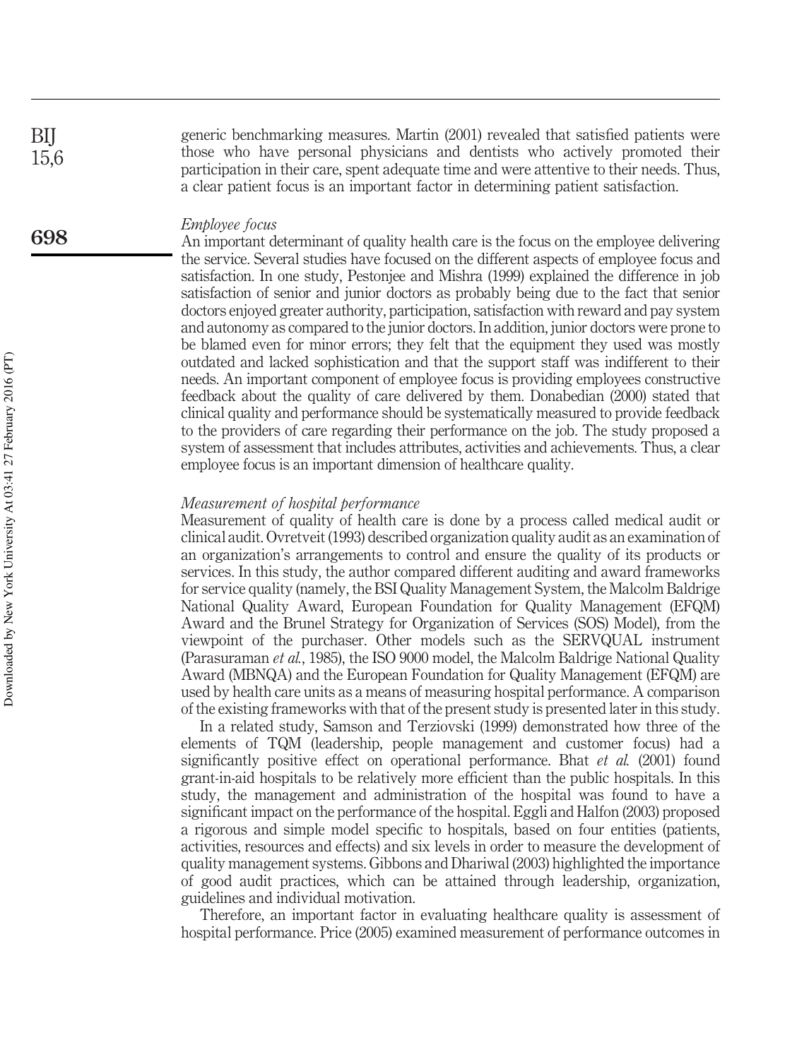generic benchmarking measures. Martin (2001) revealed that satisfied patients were those who have personal physicians and dentists who actively promoted their participation in their care, spent adequate time and were attentive to their needs. Thus, a clear patient focus is an important factor in determining patient satisfaction.

*Employee focus*

An important determinant of quality health care is the focus on the employee delivering the service. Several studies have focused on the different aspects of employee focus and satisfaction. In one study, Pestonjee and Mishra (1999) explained the difference in job satisfaction of senior and junior doctors as probably being due to the fact that senior doctors enjoyed greater authority, participation, satisfaction with reward and pay system and autonomy as compared to the junior doctors. In addition, junior doctors were prone to be blamed even for minor errors; they felt that the equipment they used was mostly outdated and lacked sophistication and that the support staff was indifferent to their needs. An important component of employee focus is providing employees constructive feedback about the quality of care delivered by them. Donabedian (2000) stated that clinical quality and performance should be systematically measured to provide feedback to the providers of care regarding their performance on the job. The study proposed a system of assessment that includes attributes, activities and achievements. Thus, a clear employee focus is an important dimension of healthcare quality.

*Measurement of hospital performance*

Measurement of quality of health care is done by a process called medical audit or clinical audit. Ovretveit (1993) described organization quality audit as an examination of an organization's arrangements to control and ensure the quality of its products or services. In this study, the author compared different auditing and award frameworks for service quality (namely, the BSI Quality Management System, the Malcolm Baldrige National Quality Award, European Foundation for Quality Management (EFQM) Award and the Brunel Strategy for Organization of Services (SOS) Model), from the viewpoint of the purchaser. Other models such as the SERVQUAL instrument (Parasuraman *et al.*, 1985), the ISO 9000 model, the Malcolm Baldrige National Quality Award (MBNQA) and the European Foundation for Quality Management (EFQM) are used by health care units as a means of measuring hospital performance. A comparison of the existing frameworks with that of the present study is presented later in this study.

In a related study, Samson and Terziovski (1999) demonstrated how three of the elements of TQM (leadership, people management and customer focus) had a significantly positive effect on operational performance. Bhat *et al.* (2001) found grant-in-aid hospitals to be relatively more efficient than the public hospitals. In this study, the management and administration of the hospital was found to have a significant impact on the performance of the hospital. Eggli and Halfon (2003) proposed a rigorous and simple model specific to hospitals, based on four entities (patients, activities, resources and effects) and six levels in order to measure the development of quality management systems. Gibbons and Dhariwal (2003) highlighted the importance of good audit practices, which can be attained through leadership, organization, guidelines and individual motivation.

Therefore, an important factor in evaluating healthcare quality is assessment of hospital performance. Price (2005) examined measurement of performance outcomes in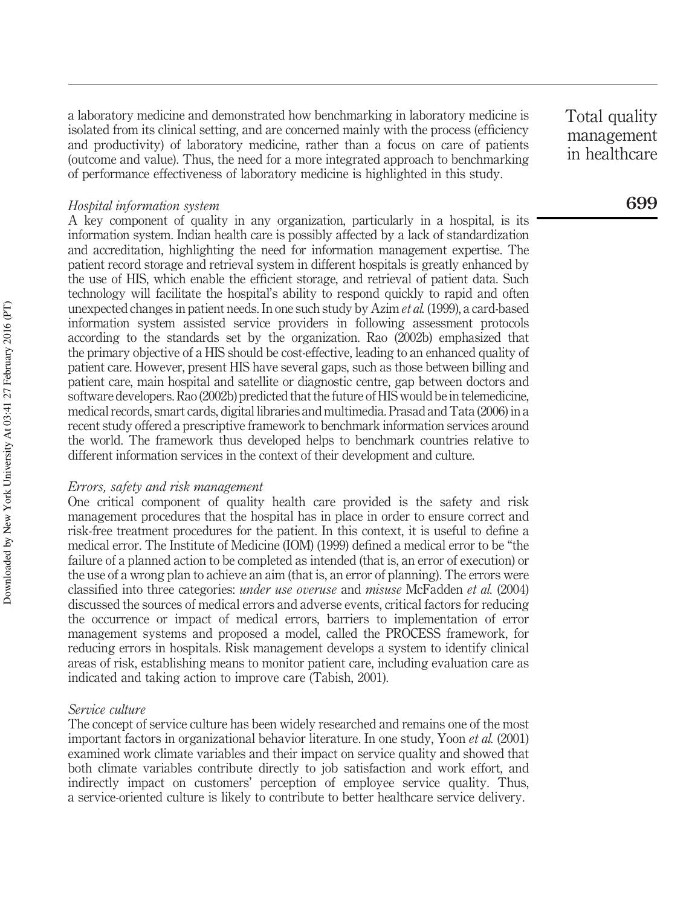a laboratory medicine and demonstrated how benchmarking in laboratory medicine is isolated from its clinical setting, and are concerned mainly with the process (efficiency and productivity) of laboratory medicine, rather than a focus on care of patients (outcome and value). Thus, the need for a more integrated approach to benchmarking of performance effectiveness of laboratory medicine is highlighted in this study.

### *Hospital information system*

A key component of quality in any organization, particularly in a hospital, is its information system. Indian health care is possibly affected by a lack of standardization and accreditation, highlighting the need for information management expertise. The patient record storage and retrieval system in different hospitals is greatly enhanced by the use of HIS, which enable the efficient storage, and retrieval of patient data. Such technology will facilitate the hospital's ability to respond quickly to rapid and often unexpected changes in patient needs. In one such study by Azim *et al.* (1999), a card-based information system assisted service providers in following assessment protocols according to the standards set by the organization. Rao (2002b) emphasized that the primary objective of a HIS should be cost-effective, leading to an enhanced quality of patient care. However, present HIS have several gaps, such as those between billing and patient care, main hospital and satellite or diagnostic centre, gap between doctors and software developers. Rao (2002b) predicted that the future of HIS would be in telemedicine, medical records, smart cards, digital libraries and multimedia. Prasad and Tata (2006) in a recent study offered a prescriptive framework to benchmark information services around the world. The framework thus developed helps to benchmark countries relative to different information services in the context of their development and culture.

### *Errors, safety and risk management*

One critical component of quality health care provided is the safety and risk management procedures that the hospital has in place in order to ensure correct and risk-free treatment procedures for the patient. In this context, it is useful to define a medical error. The Institute of Medicine (IOM) (1999) defined a medical error to be "the failure of a planned action to be completed as intended (that is, an error of execution) or the use of a wrong plan to achieve an aim (that is, an error of planning). The errors were classified into three categories: *under use overuse* and *misuse* McFadden *et al.* (2004) discussed the sources of medical errors and adverse events, critical factors for reducing the occurrence or impact of medical errors, barriers to implementation of error management systems and proposed a model, called the PROCESS framework, for reducing errors in hospitals. Risk management develops a system to identify clinical areas of risk, establishing means to monitor patient care, including evaluation care as indicated and taking action to improve care (Tabish, 2001).

### *Service culture*

The concept of service culture has been widely researched and remains one of the most important factors in organizational behavior literature. In one study, Yoon *et al.* (2001) examined work climate variables and their impact on service quality and showed that both climate variables contribute directly to job satisfaction and work effort, and indirectly impact on customers' perception of employee service quality. Thus, a service-oriented culture is likely to contribute to better healthcare service delivery.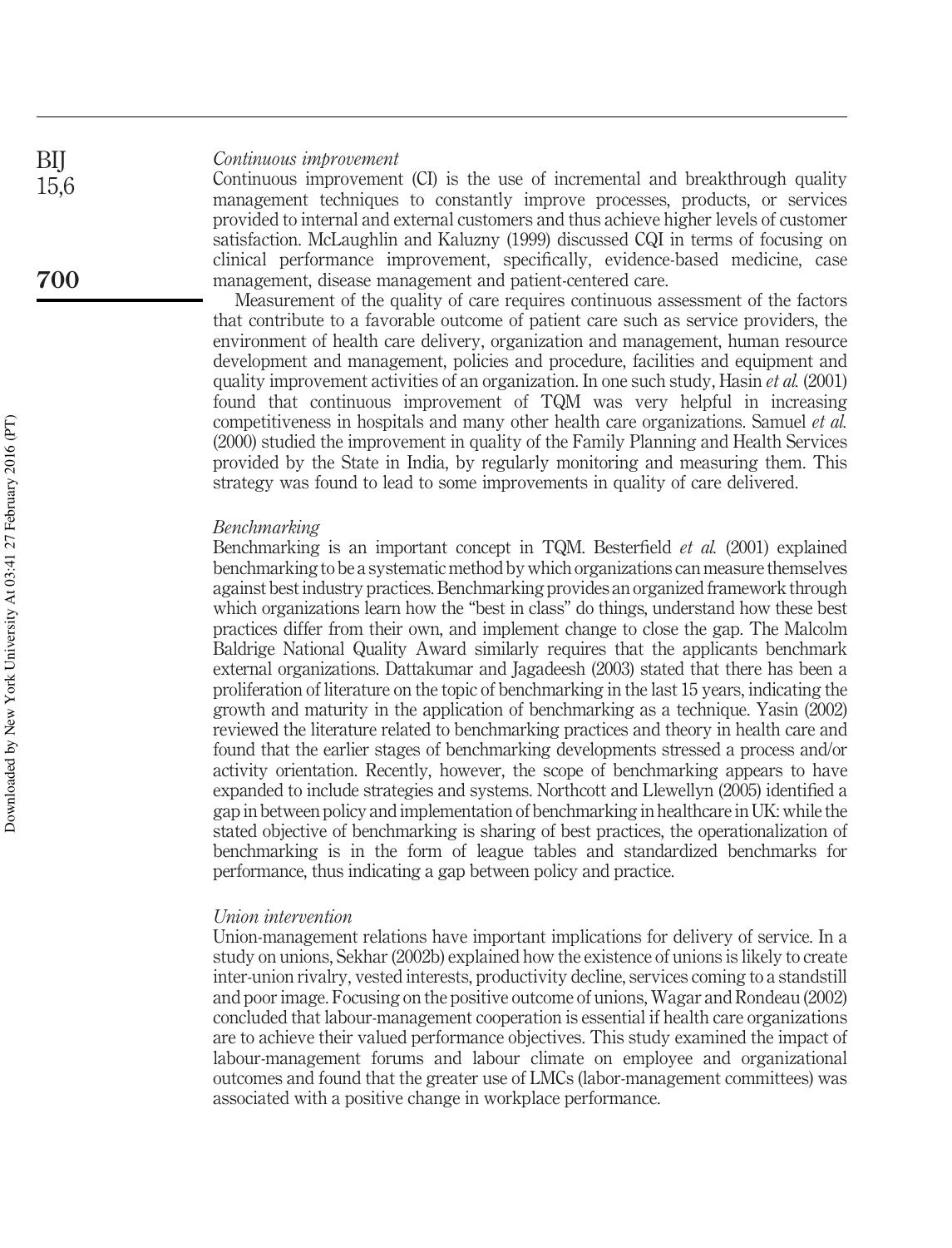### *Continuous improvement*

Continuous improvement (CI) is the use of incremental and breakthrough quality management techniques to constantly improve processes, products, or services provided to internal and external customers and thus achieve higher levels of customer satisfaction. McLaughlin and Kaluzny (1999) discussed CQI in terms of focusing on clinical performance improvement, specifically, evidence-based medicine, case management, disease management and patient-centered care.

Measurement of the quality of care requires continuous assessment of the factors that contribute to a favorable outcome of patient care such as service providers, the environment of health care delivery, organization and management, human resource development and management, policies and procedure, facilities and equipment and quality improvement activities of an organization. In one such study, Hasin *et al.* (2001) found that continuous improvement of TQM was very helpful in increasing competitiveness in hospitals and many other health care organizations. Samuel *et al.* (2000) studied the improvement in quality of the Family Planning and Health Services provided by the State in India, by regularly monitoring and measuring them. This strategy was found to lead to some improvements in quality of care delivered.

### *Benchmarking*

Benchmarking is an important concept in TQM. Besterfield *et al.* (2001) explained benchmarking to be a systematic method by which organizations can measure themselves against best industry practices. Benchmarking provides an organized framework through which organizations learn how the "best in class" do things, understand how these best practices differ from their own, and implement change to close the gap. The Malcolm Baldrige National Quality Award similarly requires that the applicants benchmark external organizations. Dattakumar and Jagadeesh (2003) stated that there has been a proliferation of literature on the topic of benchmarking in the last 15 years, indicating the growth and maturity in the application of benchmarking as a technique. Yasin (2002) reviewed the literature related to benchmarking practices and theory in health care and found that the earlier stages of benchmarking developments stressed a process and/or activity orientation. Recently, however, the scope of benchmarking appears to have expanded to include strategies and systems. Northcott and Llewellyn (2005) identified a gap in between policy and implementation of benchmarking in healthcare in UK: while the stated objective of benchmarking is sharing of best practices, the operationalization of benchmarking is in the form of league tables and standardized benchmarks for performance, thus indicating a gap between policy and practice.

### *Union intervention*

Union-management relations have important implications for delivery of service. In a study on unions, Sekhar (2002b) explained how the existence of unions is likely to create inter-union rivalry, vested interests, productivity decline, services coming to a standstill and poor image. Focusing on the positive outcome of unions, Wagar and Rondeau (2002) concluded that labour-management cooperation is essential if health care organizations are to achieve their valued performance objectives. This study examined the impact of labour-management forums and labour climate on employee and organizational outcomes and found that the greater use of LMCs (labor-management committees) was associated with a positive change in workplace performance.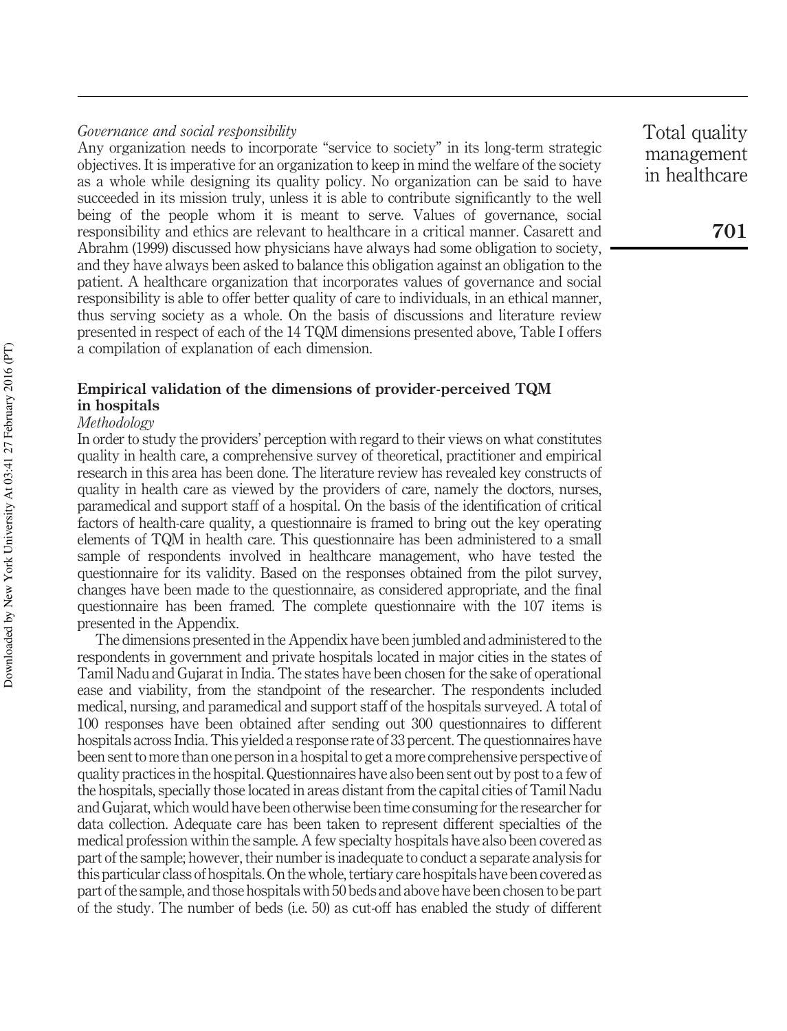*Governance and social responsibility*

Any organization needs to incorporate "service to society" in its long-term strategic objectives. It is imperative for an organization to keep in mind the welfare of the society as a whole while designing its quality policy. No organization can be said to have succeeded in its mission truly, unless it is able to contribute significantly to the well being of the people whom it is meant to serve. Values of governance, social responsibility and ethics are relevant to healthcare in a critical manner. Casarett and Abrahm (1999) discussed how physicians have always had some obligation to society, and they have always been asked to balance this obligation against an obligation to the patient. A healthcare organization that incorporates values of governance and social responsibility is able to offer better quality of care to individuals, in an ethical manner, thus serving society as a whole. On the basis of discussions and literature review presented in respect of each of the 14 TQM dimensions presented above, Table I offers a compilation of explanation of each dimension.

## Empirical validation of the dimensions of provider-perceived TQM in hospitals

*Methodology*

In order to study the providers' perception with regard to their views on what constitutes quality in health care, a comprehensive survey of theoretical, practitioner and empirical research in this area has been done. The literature review has revealed key constructs of quality in health care as viewed by the providers of care, namely the doctors, nurses, paramedical and support staff of a hospital. On the basis of the identification of critical factors of health-care quality, a questionnaire is framed to bring out the key operating elements of TQM in health care. This questionnaire has been administered to a small sample of respondents involved in healthcare management, who have tested the questionnaire for its validity. Based on the responses obtained from the pilot survey, changes have been made to the questionnaire, as considered appropriate, and the final questionnaire has been framed. The complete questionnaire with the 107 items is presented in the Appendix.

The dimensions presented in the Appendix have been jumbled and administered to the respondents in government and private hospitals located in major cities in the states of Tamil Nadu and Gujarat in India. The states have been chosen for the sake of operational ease and viability, from the standpoint of the researcher. The respondents included medical, nursing, and paramedical and support staff of the hospitals surveyed. A total of 100 responses have been obtained after sending out 300 questionnaires to different hospitals across India. This yielded a response rate of 33 percent. The questionnaires have been sent to more than one person in a hospital to get a more comprehensive perspective of quality practices in the hospital. Questionnaires have also been sent out by post to a few of the hospitals, specially those located in areas distant from the capital cities of Tamil Nadu and Gujarat, which would have been otherwise been time consuming for the researcher for data collection. Adequate care has been taken to represent different specialties of the medical profession within the sample. A few specialty hospitals have also been covered as part of the sample; however, their number is inadequate to conduct a separate analysis for this particular class of hospitals. On the whole, tertiary care hospitals have been covered as part of the sample, and those hospitals with 50 beds and above have been chosen to be part of the study. The number of beds (i.e. 50) as cut-off has enabled the study of different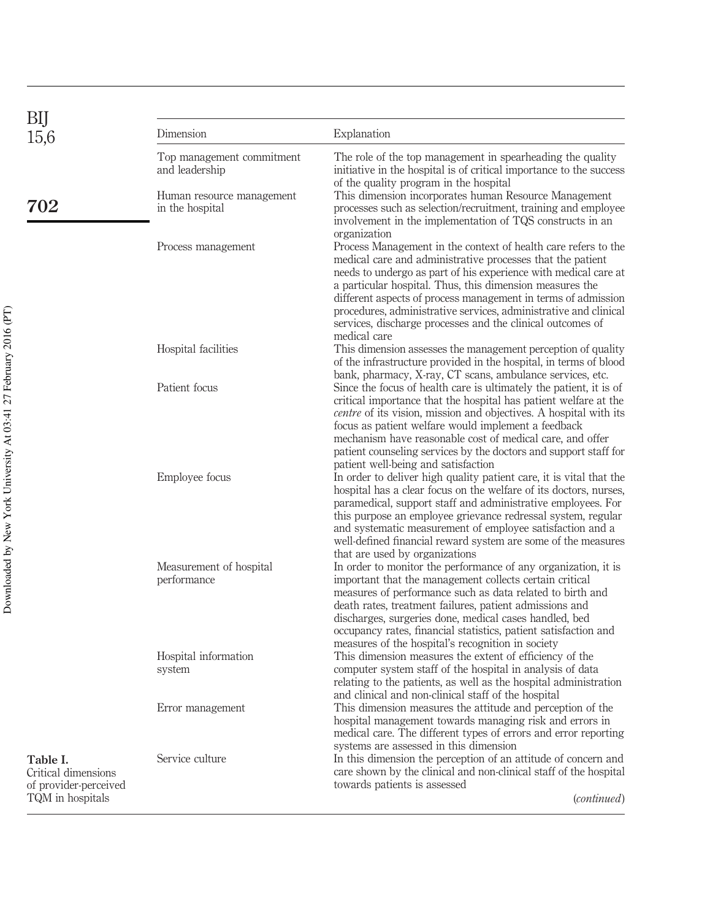**Table I.** Critical dimensions of provider-perceived TQM in hospitals

| Dimension | Explanation |
|---|---|
| Top management commitment and leadership | The role of the top management in spearheading the quality initiative in the hospital is of critical importance to the success of the quality program in the hospital |
| Human resource management in the hospital | This dimension incorporates human Resource Management processes such as selection/recruitment, training and employee involvement in the implementation of TQS constructs in an organization |
| Process management | Process Management in the context of health care refers to the medical care and administrative processes that the patient needs to undergo as part of his experience with medical care at a particular hospital. Thus, this dimension measures the different aspects of process management in terms of admission procedures, administrative services, administrative and clinical services, discharge processes and the clinical outcomes of medical care |
| Hospital facilities | This dimension assesses the management perception of quality of the infrastructure provided in the hospital, in terms of blood bank, pharmacy, X-ray, CT scans, ambulance services, etc. |
| Patient focus | Since the focus of health care is ultimately the patient, it is of critical importance that the hospital has patient welfare at the *centre* of its vision, mission and objectives. A hospital with its focus as patient welfare would implement a feedback mechanism have reasonable cost of medical care, and offer patient counseling services by the doctors and support staff for patient well-being and satisfaction |
| Employee focus | In order to deliver high quality patient care, it is vital that the hospital has a clear focus on the welfare of its doctors, nurses, paramedical, support staff and administrative employees. For this purpose an employee grievance redressal system, regular and systematic measurement of employee satisfaction and a well-defined financial reward system are some of the measures that are used by organizations |
| Measurement of hospital performance | In order to monitor the performance of any organization, it is important that the management collects certain critical measures of performance such as data related to birth and death rates, treatment failures, patient admissions and discharges, surgeries done, medical cases handled, bed occupancy rates, financial statistics, patient satisfaction and measures of the hospital's recognition in society |
| Hospital information system | This dimension measures the extent of efficiency of the computer system staff of the hospital in analysis of data relating to the patients, as well as the hospital administration and clinical and non-clinical staff of the hospital |
| Error management | This dimension measures the attitude and perception of the hospital management towards managing risk and errors in medical care. The different types of errors and error reporting systems are assessed in this dimension |
| Service culture | In this dimension the perception of an attitude of concern and care shown by the clinical and non-clinical staff of the hospital towards patients is assessed |

(*continued*)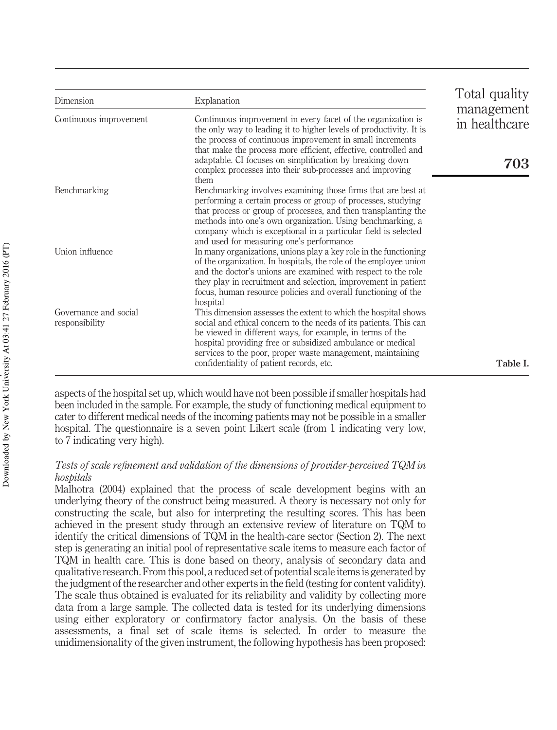| Dimension | Explanation |
|---|---|
| Continuous improvement | Continuous improvement in every facet of the organization is the only way to leading it to higher levels of productivity. It is the process of continuous improvement in small increments that make the process more efficient, effective, controlled and adaptable. CI focuses on simplification by breaking down complex processes into their sub-processes and improving them |
| Benchmarking | Benchmarking involves examining those firms that are best at performing a certain process or group of processes, studying that process or group of processes, and then transplanting the methods into one's own organization. Using benchmarking, a company which is exceptional in a particular field is selected and used for measuring one's performance |
| Union influence | In many organizations, unions play a key role in the functioning of the organization. In hospitals, the role of the employee union and the doctor's unions are examined with respect to the role they play in recruitment and selection, improvement in patient focus, human resource policies and overall functioning of the hospital |
| Governance and social responsibility | This dimension assesses the extent to which the hospital shows social and ethical concern to the needs of its patients. This can be viewed in different ways, for example, in terms of the hospital providing free or subsidized ambulance or medical services to the poor, proper waste management, maintaining confidentiality of patient records, etc. |

**Table I.**

aspects of the hospital set up, which would have not been possible if smaller hospitals had been included in the sample. For example, the study of functioning medical equipment to cater to different medical needs of the incoming patients may not be possible in a smaller hospital. The questionnaire is a seven point Likert scale (from 1 indicating very low, to 7 indicating very high).

### *Tests of scale refinement and validation of the dimensions of provider-perceived TQM in hospitals*

Malhotra (2004) explained that the process of scale development begins with an underlying theory of the construct being measured. A theory is necessary not only for constructing the scale, but also for interpreting the resulting scores. This has been achieved in the present study through an extensive review of literature on TQM to identify the critical dimensions of TQM in the health-care sector (Section 2). The next step is generating an initial pool of representative scale items to measure each factor of TQM in health care. This is done based on theory, analysis of secondary data and qualitative research. From this pool, a reduced set of potential scale items is generated by the judgment of the researcher and other experts in the field (testing for content validity). The scale thus obtained is evaluated for its reliability and validity by collecting more data from a large sample. The collected data is tested for its underlying dimensions using either exploratory or confirmatory factor analysis. On the basis of these assessments, a final set of scale items is selected. In order to measure the unidimensionality of the given instrument, the following hypothesis has been proposed: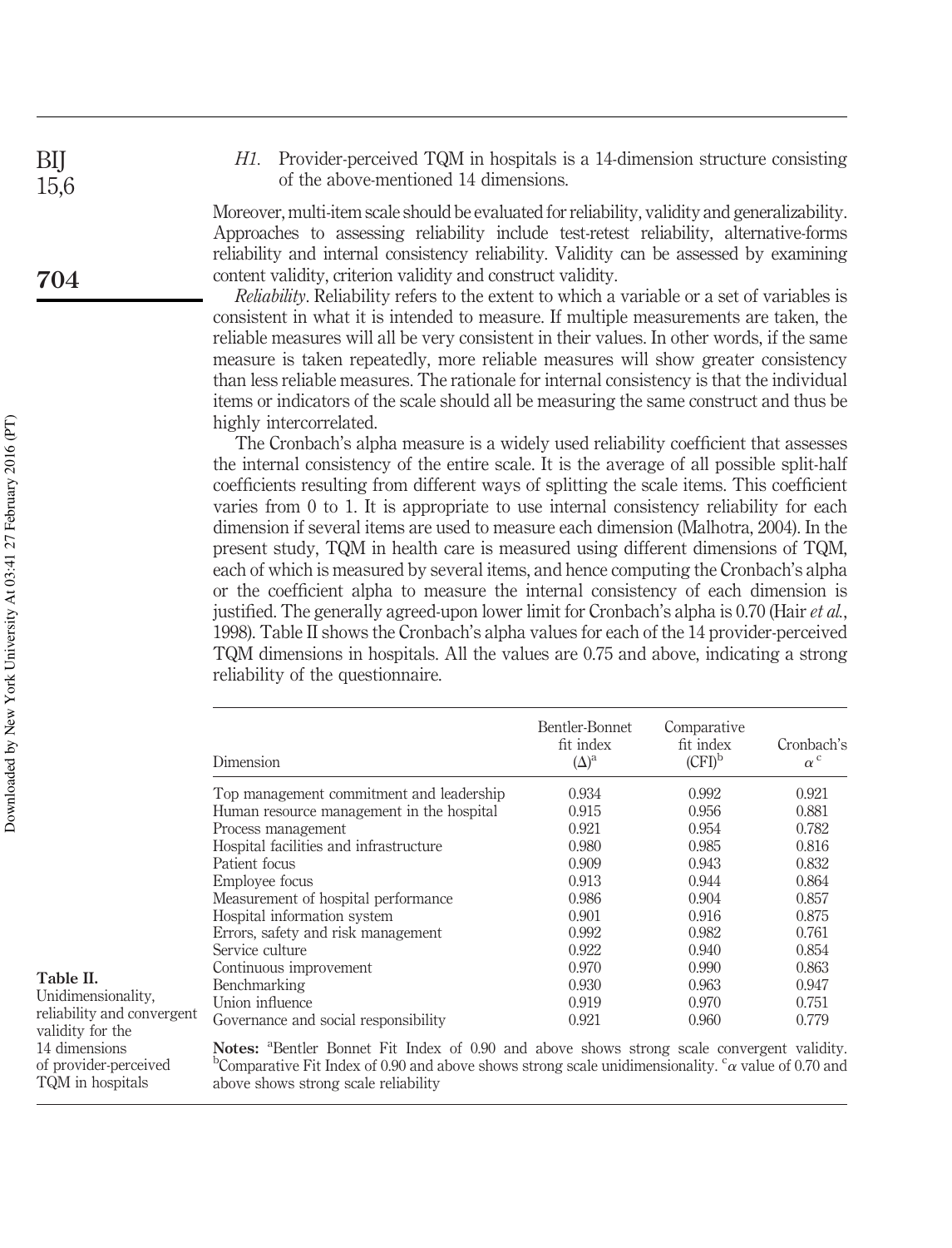*H1.* Provider-perceived TQM in hospitals is a 14-dimension structure consisting of the above-mentioned 14 dimensions.

Moreover, multi-item scale should be evaluated for reliability, validity and generalizability. Approaches to assessing reliability include test-retest reliability, alternative-forms reliability and internal consistency reliability. Validity can be assessed by examining content validity, criterion validity and construct validity.

*Reliability*. Reliability refers to the extent to which a variable or a set of variables is consistent in what it is intended to measure. If multiple measurements are taken, the reliable measures will all be very consistent in their values. In other words, if the same measure is taken repeatedly, more reliable measures will show greater consistency than less reliable measures. The rationale for internal consistency is that the individual items or indicators of the scale should all be measuring the same construct and thus be highly intercorrelated.

The Cronbach's alpha measure is a widely used reliability coefficient that assesses the internal consistency of the entire scale. It is the average of all possible split-half coefficients resulting from different ways of splitting the scale items. This coefficient varies from 0 to 1. It is appropriate to use internal consistency reliability for each dimension if several items are used to measure each dimension (Malhotra, 2004). In the present study, TQM in health care is measured using different dimensions of TQM, each of which is measured by several items, and hence computing the Cronbach's alpha or the coefficient alpha to measure the internal consistency of each dimension is justified. The generally agreed-upon lower limit for Cronbach's alpha is 0.70 (Hair *et al.*, 1998). Table II shows the Cronbach's alpha values for each of the 14 provider-perceived TQM dimensions in hospitals. All the values are 0.75 and above, indicating a strong reliability of the questionnaire.

**Table II.** Unidimensionality, reliability and convergent validity for the 14 dimensions of provider-perceived TQM in hospitals

| Dimension | Bentler-Bonnet fit index ($\Delta$)[a] | Comparative fit index (CFI)[b] | Cronbach's $\alpha$[c] |
|---|---|---|---|
| Top management commitment and leadership | 0.934 | 0.992 | 0.921 |
| Human resource management in the hospital | 0.915 | 0.956 | 0.881 |
| Process management | 0.921 | 0.954 | 0.782 |
| Hospital facilities and infrastructure | 0.980 | 0.985 | 0.816 |
| Patient focus | 0.909 | 0.943 | 0.832 |
| Employee focus | 0.913 | 0.944 | 0.864 |
| Measurement of hospital performance | 0.986 | 0.904 | 0.857 |
| Hospital information system | 0.901 | 0.916 | 0.875 |
| Errors, safety and risk management | 0.992 | 0.982 | 0.761 |
| Service culture | 0.922 | 0.940 | 0.854 |
| Continuous improvement | 0.970 | 0.990 | 0.863 |
| Benchmarking | 0.930 | 0.963 | 0.947 |
| Union influence | 0.919 | 0.970 | 0.751 |
| Governance and social responsibility | 0.921 | 0.960 | 0.779 |

**Notes:** [a]Bentler Bonnet Fit Index of 0.90 and above shows strong scale convergent validity. [b]Comparative Fit Index of 0.90 and above shows strong scale unidimensionality. [c]$\alpha$ value of 0.70 and above shows strong scale reliability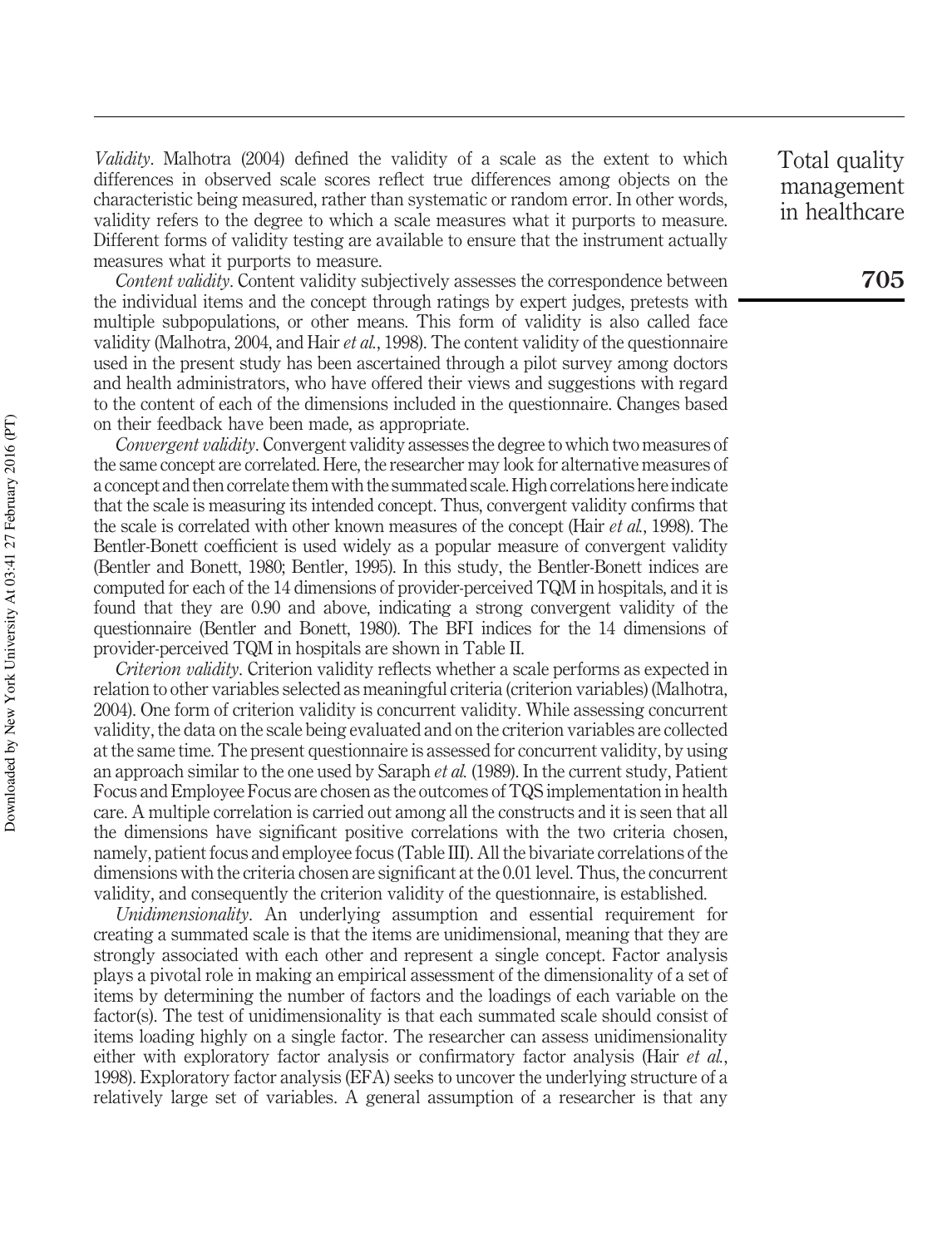*Validity*. Malhotra (2004) defined the validity of a scale as the extent to which differences in observed scale scores reflect true differences among objects on the characteristic being measured, rather than systematic or random error. In other words, validity refers to the degree to which a scale measures what it purports to measure. Different forms of validity testing are available to ensure that the instrument actually measures what it purports to measure.

*Content validity*. Content validity subjectively assesses the correspondence between the individual items and the concept through ratings by expert judges, pretests with multiple subpopulations, or other means. This form of validity is also called face validity (Malhotra, 2004, and Hair *et al.*, 1998). The content validity of the questionnaire used in the present study has been ascertained through a pilot survey among doctors and health administrators, who have offered their views and suggestions with regard to the content of each of the dimensions included in the questionnaire. Changes based on their feedback have been made, as appropriate.

*Convergent validity*. Convergent validity assesses the degree to which two measures of the same concept are correlated. Here, the researcher may look for alternative measures of a concept and then correlate them with the summated scale. High correlations here indicate that the scale is measuring its intended concept. Thus, convergent validity confirms that the scale is correlated with other known measures of the concept (Hair *et al.*, 1998). The Bentler-Bonett coefficient is used widely as a popular measure of convergent validity (Bentler and Bonett, 1980; Bentler, 1995). In this study, the Bentler-Bonett indices are computed for each of the 14 dimensions of provider-perceived TQM in hospitals, and it is found that they are 0.90 and above, indicating a strong convergent validity of the questionnaire (Bentler and Bonett, 1980). The BFI indices for the 14 dimensions of provider-perceived TQM in hospitals are shown in Table II.

*Criterion validity*. Criterion validity reflects whether a scale performs as expected in relation to other variables selected as meaningful criteria (criterion variables) (Malhotra, 2004). One form of criterion validity is concurrent validity. While assessing concurrent validity, the data on the scale being evaluated and on the criterion variables are collected at the same time. The present questionnaire is assessed for concurrent validity, by using an approach similar to the one used by Saraph *et al.* (1989). In the current study, Patient Focus and Employee Focus are chosen as the outcomes of TQS implementation in health care. A multiple correlation is carried out among all the constructs and it is seen that all the dimensions have significant positive correlations with the two criteria chosen, namely, patient focus and employee focus (Table III). All the bivariate correlations of the dimensions with the criteria chosen are significant at the 0.01 level. Thus, the concurrent validity, and consequently the criterion validity of the questionnaire, is established.

*Unidimensionality*. An underlying assumption and essential requirement for creating a summated scale is that the items are unidimensional, meaning that they are strongly associated with each other and represent a single concept. Factor analysis plays a pivotal role in making an empirical assessment of the dimensionality of a set of items by determining the number of factors and the loadings of each variable on the factor(s). The test of unidimensionality is that each summated scale should consist of items loading highly on a single factor. The researcher can assess unidimensionality either with exploratory factor analysis or confirmatory factor analysis (Hair *et al.*, 1998). Exploratory factor analysis (EFA) seeks to uncover the underlying structure of a relatively large set of variables. A general assumption of a researcher is that any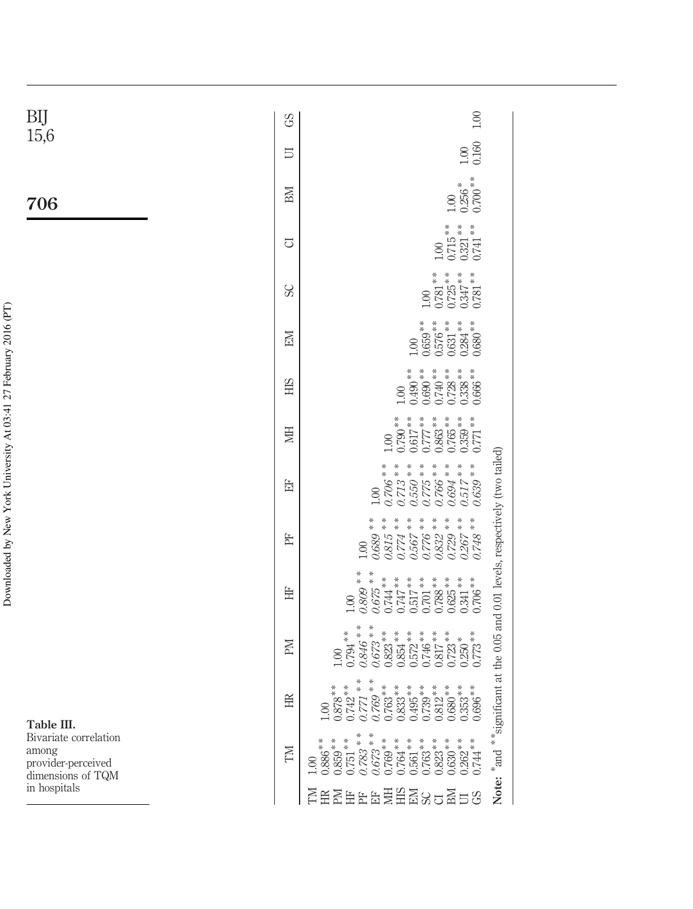**Table III.** Bivariate correlation among provider-perceived dimensions of TQM in hospitals

| | TM | HR | PM | HF | PF | EF | MH | HIS | EM | SC | CI | BM | UI | GS |
|---|---|---|---|---|---|---|---|---|---|---|---|---|---|---|
| TM | 1.00 | | | | | | | | | | | | | |
| HR | 0.886** | 1.00 | | | | | | | | | | | | |
| PM | 0.859** | 0.878** | 1.00 | | | | | | | | | | | |
| HF | 0.751** | 0.742** | 0.794** | 1.00 | | | | | | | | | | |
| PF | *0.783*** | *0.771*** | *0.846*** | *0.809*** | 1.00 | | | | | | | | | |
| EF | *0.673*** | *0.769*** | *0.673*** | *0.675*** | *0.689*** | 1.00 | | | | | | | | |
| MH | 0.769** | 0.763** | 0.823** | 0.744** | *0.815*** | *0.706*** | 1.00 | | | | | | | |
| HIS | 0.764** | 0.833** | 0.854** | 0.747** | *0.774*** | *0.713*** | 0.790** | 1.00 | | | | | | |
| EM | 0.561** | 0.495** | 0.572** | 0.517** | *0.567*** | *0.550*** | 0.617** | 0.490** | 1.00 | | | | | |
| SC | 0.763** | 0.739** | 0.746** | 0.701** | *0.776*** | *0.775*** | 0.777** | 0.690** | 0.659** | 1.00 | | | | |
| CI | 0.823** | 0.812** | 0.817** | 0.788** | *0.832*** | *0.766*** | 0.863** | 0.740** | 0.576** | 0.781** | 1.00 | | | |
| BM | 0.630** | 0.680** | 0.723** | 0.625** | *0.729*** | *0.694*** | 0.765** | 0.728** | 0.631** | 0.725** | 0.715** | 1.00 | | |
| UI | 0.262** | 0.353** | 0.250* | 0.341** | *0.267*** | *0.517*** | 0.359** | 0.338** | 0.284** | 0.347** | 0.321** | 0.256* | 1.00 | |
| GS | 0.744** | 0.696** | 0.773** | 0.706** | *0.748*** | *0.639*** | 0.771 | 0.666** | 0.680** | 0.781** | 0.741** | 0.700** | 0.160 | 1.00 |

**Note:** *and **significant at the 0.05 and 0.01 levels, respectively (two tailed)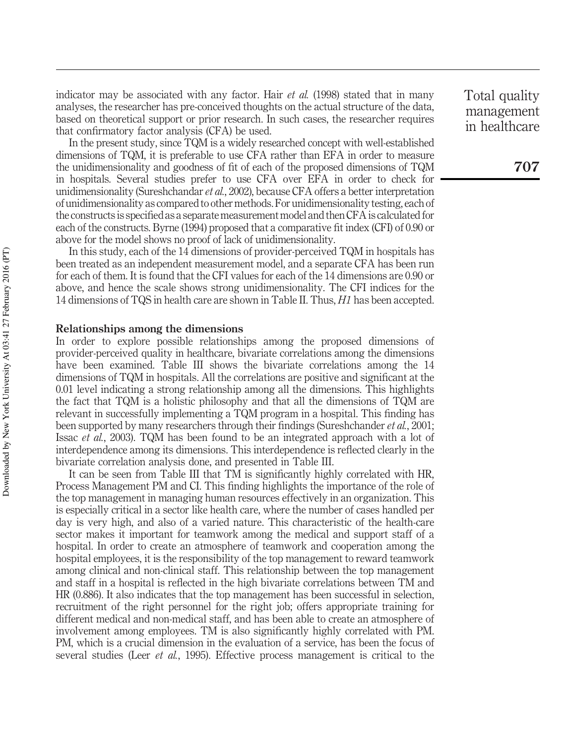indicator may be associated with any factor. Hair *et al.* (1998) stated that in many analyses, the researcher has pre-conceived thoughts on the actual structure of the data, based on theoretical support or prior research. In such cases, the researcher requires that confirmatory factor analysis (CFA) be used.

In the present study, since TQM is a widely researched concept with well-established dimensions of TQM, it is preferable to use CFA rather than EFA in order to measure the unidimensionality and goodness of fit of each of the proposed dimensions of TQM in hospitals. Several studies prefer to use CFA over EFA in order to check for unidimensionality (Sureshchandar *et al.*, 2002), because CFA offers a better interpretation of unidimensionality as compared to other methods. For unidimensionality testing, each of the constructs is specified as a separate measurement model and then CFA is calculated for each of the constructs. Byrne (1994) proposed that a comparative fit index (CFI) of 0.90 or above for the model shows no proof of lack of unidimensionality.

In this study, each of the 14 dimensions of provider-perceived TQM in hospitals has been treated as an independent measurement model, and a separate CFA has been run for each of them. It is found that the CFI values for each of the 14 dimensions are 0.90 or above, and hence the scale shows strong unidimensionality. The CFI indices for the 14 dimensions of TQS in health care are shown in Table II. Thus, *H1* has been accepted.

### Relationships among the dimensions

In order to explore possible relationships among the proposed dimensions of provider-perceived quality in healthcare, bivariate correlations among the dimensions have been examined. Table III shows the bivariate correlations among the 14 dimensions of TQM in hospitals. All the correlations are positive and significant at the 0.01 level indicating a strong relationship among all the dimensions. This highlights the fact that TQM is a holistic philosophy and that all the dimensions of TQM are relevant in successfully implementing a TQM program in a hospital. This finding has been supported by many researchers through their findings (Sureshchander *et al.*, 2001; Issac *et al.*, 2003). TQM has been found to be an integrated approach with a lot of interdependence among its dimensions. This interdependence is reflected clearly in the bivariate correlation analysis done, and presented in Table III.

It can be seen from Table III that TM is significantly highly correlated with HR, Process Management PM and CI. This finding highlights the importance of the role of the top management in managing human resources effectively in an organization. This is especially critical in a sector like health care, where the number of cases handled per day is very high, and also of a varied nature. This characteristic of the health-care sector makes it important for teamwork among the medical and support staff of a hospital. In order to create an atmosphere of teamwork and cooperation among the hospital employees, it is the responsibility of the top management to reward teamwork among clinical and non-clinical staff. This relationship between the top management and staff in a hospital is reflected in the high bivariate correlations between TM and HR (0.886). It also indicates that the top management has been successful in selection, recruitment of the right personnel for the right job; offers appropriate training for different medical and non-medical staff, and has been able to create an atmosphere of involvement among employees. TM is also significantly highly correlated with PM. PM, which is a crucial dimension in the evaluation of a service, has been the focus of several studies (Leer *et al.*, 1995). Effective process management is critical to the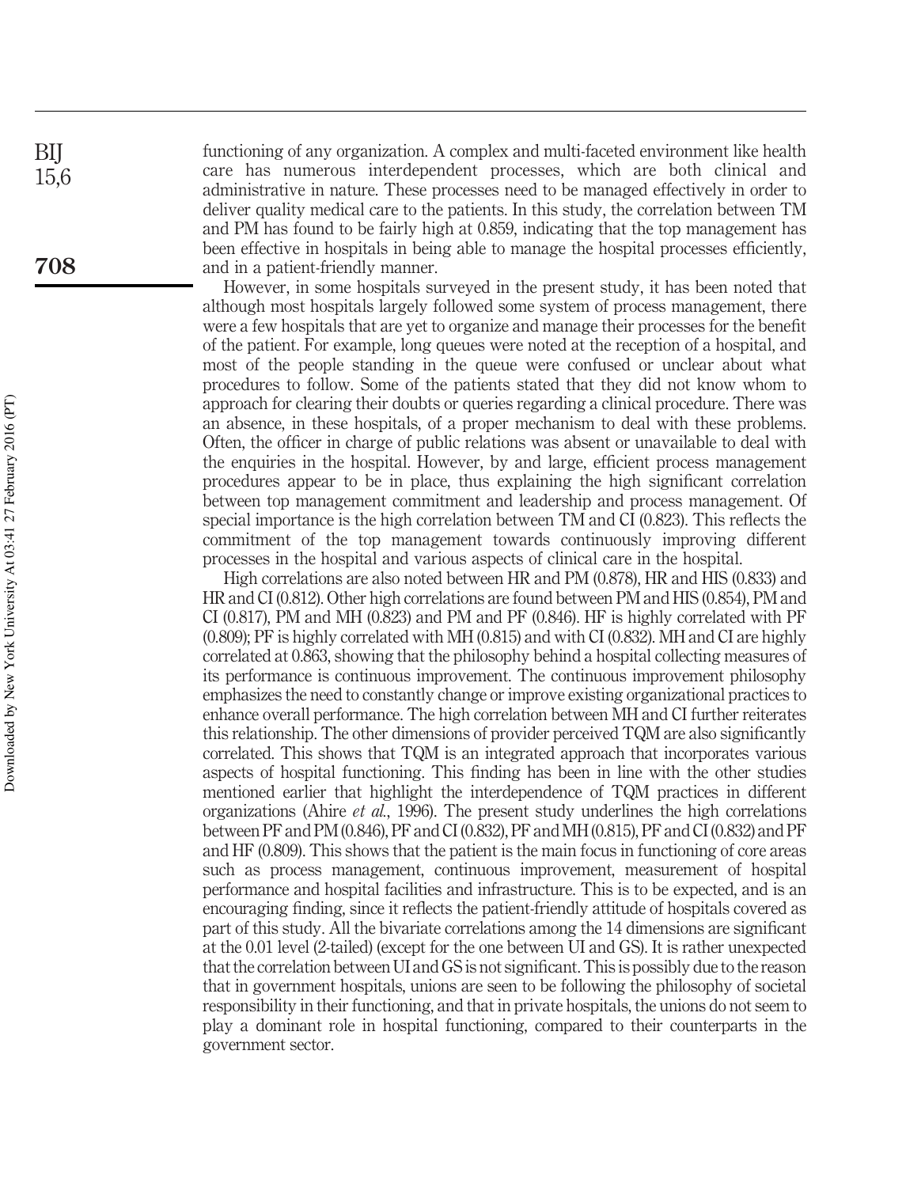functioning of any organization. A complex and multi-faceted environment like health care has numerous interdependent processes, which are both clinical and administrative in nature. These processes need to be managed effectively in order to deliver quality medical care to the patients. In this study, the correlation between TM and PM has found to be fairly high at 0.859, indicating that the top management has been effective in hospitals in being able to manage the hospital processes efficiently, and in a patient-friendly manner.

However, in some hospitals surveyed in the present study, it has been noted that although most hospitals largely followed some system of process management, there were a few hospitals that are yet to organize and manage their processes for the benefit of the patient. For example, long queues were noted at the reception of a hospital, and most of the people standing in the queue were confused or unclear about what procedures to follow. Some of the patients stated that they did not know whom to approach for clearing their doubts or queries regarding a clinical procedure. There was an absence, in these hospitals, of a proper mechanism to deal with these problems. Often, the officer in charge of public relations was absent or unavailable to deal with the enquiries in the hospital. However, by and large, efficient process management procedures appear to be in place, thus explaining the high significant correlation between top management commitment and leadership and process management. Of special importance is the high correlation between TM and CI (0.823). This reflects the commitment of the top management towards continuously improving different processes in the hospital and various aspects of clinical care in the hospital.

High correlations are also noted between HR and PM (0.878), HR and HIS (0.833) and HR and CI (0.812). Other high correlations are found between PM and HIS (0.854), PM and CI (0.817), PM and MH (0.823) and PM and PF (0.846). HF is highly correlated with PF (0.809); PF is highly correlated with MH (0.815) and with CI (0.832). MH and CI are highly correlated at 0.863, showing that the philosophy behind a hospital collecting measures of its performance is continuous improvement. The continuous improvement philosophy emphasizes the need to constantly change or improve existing organizational practices to enhance overall performance. The high correlation between MH and CI further reiterates this relationship. The other dimensions of provider perceived TQM are also significantly correlated. This shows that TQM is an integrated approach that incorporates various aspects of hospital functioning. This finding has been in line with the other studies mentioned earlier that highlight the interdependence of TQM practices in different organizations (Ahire *et al.*, 1996). The present study underlines the high correlations between PF and PM (0.846), PF and CI (0.832), PF and MH (0.815), PF and CI (0.832) and PF and HF (0.809). This shows that the patient is the main focus in functioning of core areas such as process management, continuous improvement, measurement of hospital performance and hospital facilities and infrastructure. This is to be expected, and is an encouraging finding, since it reflects the patient-friendly attitude of hospitals covered as part of this study. All the bivariate correlations among the 14 dimensions are significant at the 0.01 level (2-tailed) (except for the one between UI and GS). It is rather unexpected that the correlation between UI and GS is not significant. This is possibly due to the reason that in government hospitals, unions are seen to be following the philosophy of societal responsibility in their functioning, and that in private hospitals, the unions do not seem to play a dominant role in hospital functioning, compared to their counterparts in the government sector.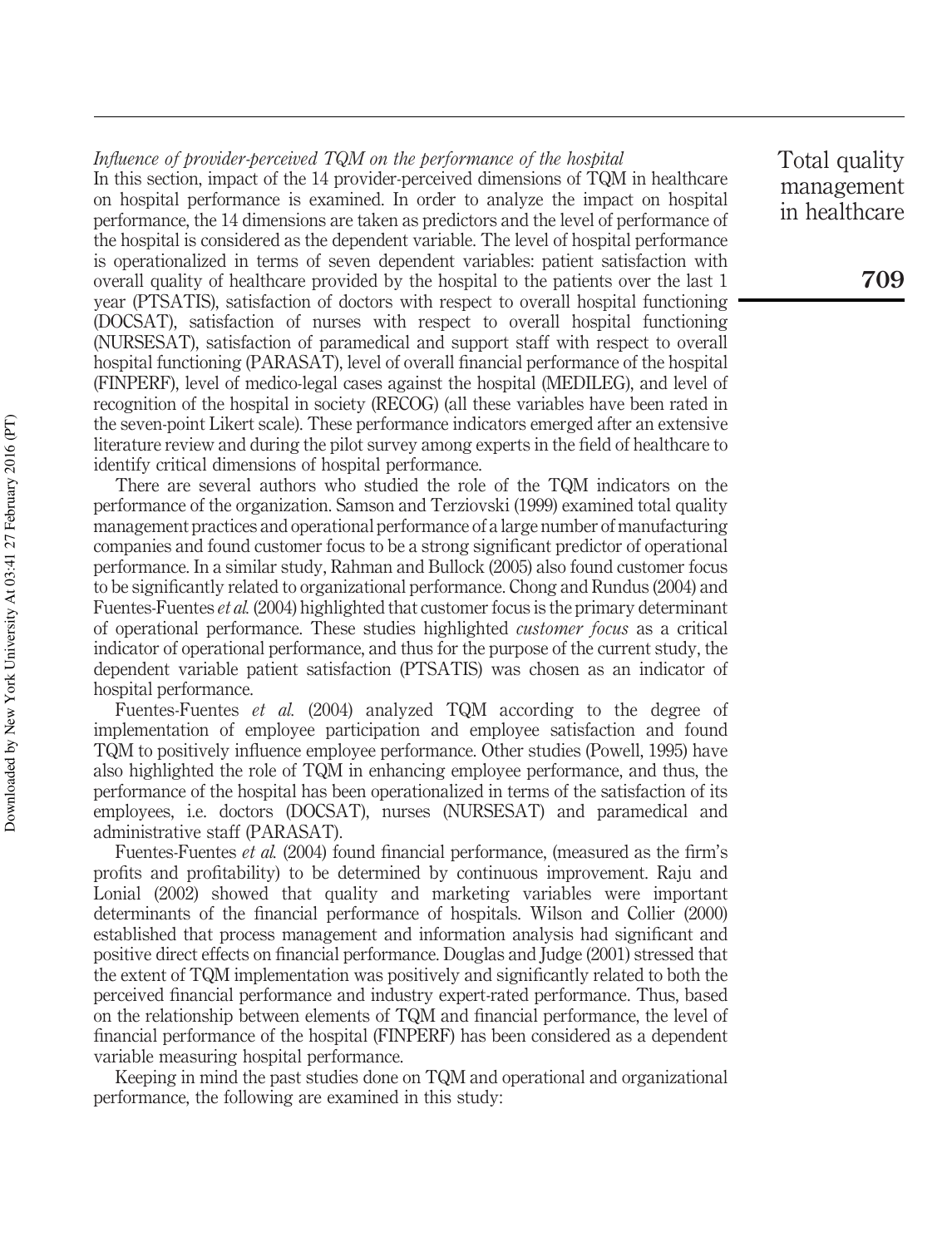*Influence of provider-perceived TQM on the performance of the hospital*

In this section, impact of the 14 provider-perceived dimensions of TQM in healthcare on hospital performance is examined. In order to analyze the impact on hospital performance, the 14 dimensions are taken as predictors and the level of performance of the hospital is considered as the dependent variable. The level of hospital performance is operationalized in terms of seven dependent variables: patient satisfaction with overall quality of healthcare provided by the hospital to the patients over the last 1 year (PTSATIS), satisfaction of doctors with respect to overall hospital functioning (DOCSAT), satisfaction of nurses with respect to overall hospital functioning (NURSESAT), satisfaction of paramedical and support staff with respect to overall hospital functioning (PARASAT), level of overall financial performance of the hospital (FINPERF), level of medico-legal cases against the hospital (MEDILEG), and level of recognition of the hospital in society (RECOG) (all these variables have been rated in the seven-point Likert scale). These performance indicators emerged after an extensive literature review and during the pilot survey among experts in the field of healthcare to identify critical dimensions of hospital performance.

There are several authors who studied the role of the TQM indicators on the performance of the organization. Samson and Terziovski (1999) examined total quality management practices and operational performance of a large number of manufacturing companies and found customer focus to be a strong significant predictor of operational performance. In a similar study, Rahman and Bullock (2005) also found customer focus to be significantly related to organizational performance. Chong and Rundus (2004) and Fuentes-Fuentes *et al.* (2004) highlighted that customer focus is the primary determinant of operational performance. These studies highlighted *customer focus* as a critical indicator of operational performance, and thus for the purpose of the current study, the dependent variable patient satisfaction (PTSATIS) was chosen as an indicator of hospital performance.

Fuentes-Fuentes *et al.* (2004) analyzed TQM according to the degree of implementation of employee participation and employee satisfaction and found TQM to positively influence employee performance. Other studies (Powell, 1995) have also highlighted the role of TQM in enhancing employee performance, and thus, the performance of the hospital has been operationalized in terms of the satisfaction of its employees, i.e. doctors (DOCSAT), nurses (NURSESAT) and paramedical and administrative staff (PARASAT).

Fuentes-Fuentes *et al.* (2004) found financial performance, (measured as the firm's profits and profitability) to be determined by continuous improvement. Raju and Lonial (2002) showed that quality and marketing variables were important determinants of the financial performance of hospitals. Wilson and Collier (2000) established that process management and information analysis had significant and positive direct effects on financial performance. Douglas and Judge (2001) stressed that the extent of TQM implementation was positively and significantly related to both the perceived financial performance and industry expert-rated performance. Thus, based on the relationship between elements of TQM and financial performance, the level of financial performance of the hospital (FINPERF) has been considered as a dependent variable measuring hospital performance.

Keeping in mind the past studies done on TQM and operational and organizational performance, the following are examined in this study: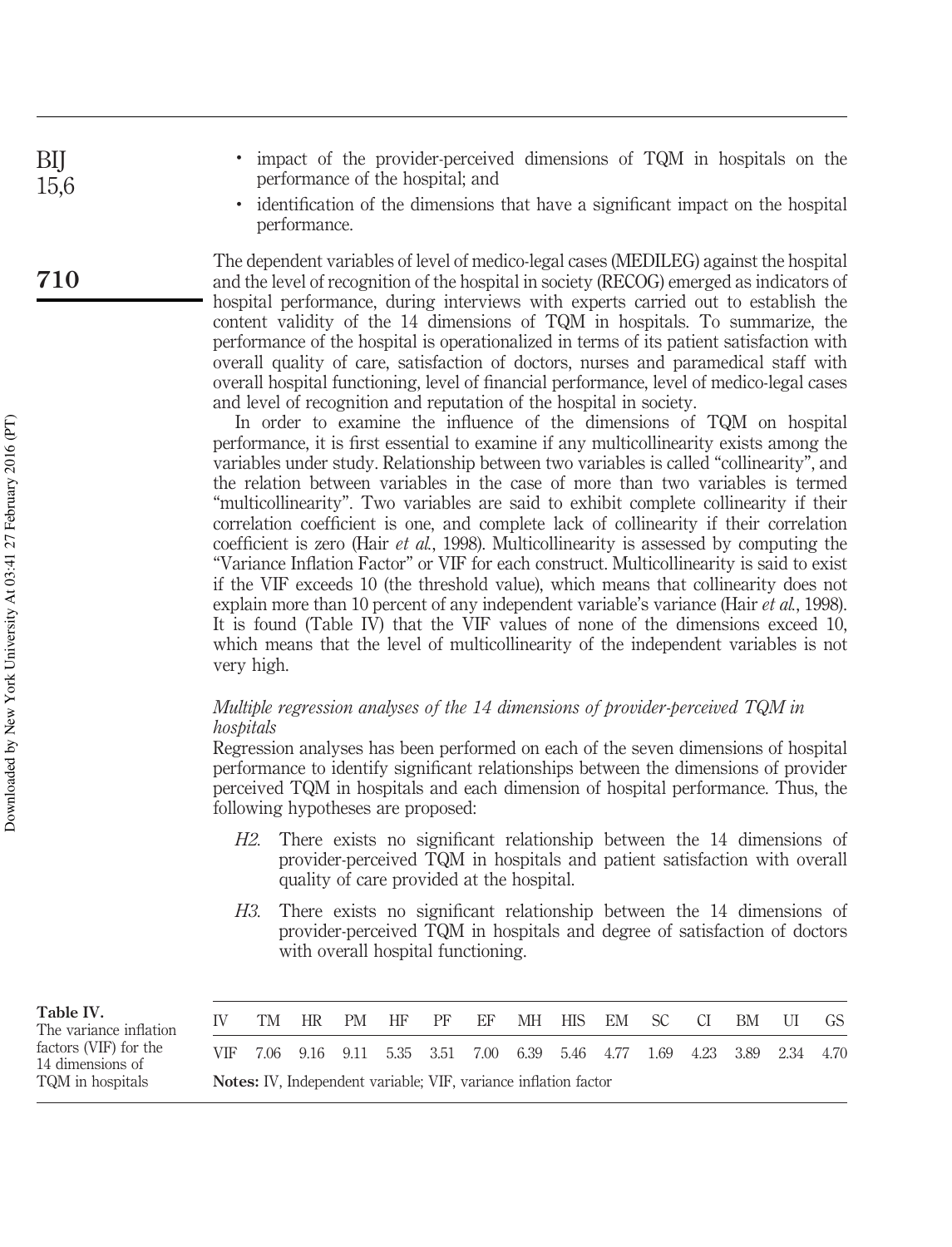- impact of the provider-perceived dimensions of TQM in hospitals on the performance of the hospital; and
- identification of the dimensions that have a significant impact on the hospital performance.

The dependent variables of level of medico-legal cases (MEDILEG) against the hospital and the level of recognition of the hospital in society (RECOG) emerged as indicators of hospital performance, during interviews with experts carried out to establish the content validity of the 14 dimensions of TQM in hospitals. To summarize, the performance of the hospital is operationalized in terms of its patient satisfaction with overall quality of care, satisfaction of doctors, nurses and paramedical staff with overall hospital functioning, level of financial performance, level of medico-legal cases and level of recognition and reputation of the hospital in society.

In order to examine the influence of the dimensions of TQM on hospital performance, it is first essential to examine if any multicollinearity exists among the variables under study. Relationship between two variables is called "collinearity", and the relation between variables in the case of more than two variables is termed "multicollinearity". Two variables are said to exhibit complete collinearity if their correlation coefficient is one, and complete lack of collinearity if their correlation coefficient is zero (Hair *et al.*, 1998). Multicollinearity is assessed by computing the "Variance Inflation Factor" or VIF for each construct. Multicollinearity is said to exist if the VIF exceeds 10 (the threshold value), which means that collinearity does not explain more than 10 percent of any independent variable's variance (Hair *et al.*, 1998). It is found (Table IV) that the VIF values of none of the dimensions exceed 10, which means that the level of multicollinearity of the independent variables is not very high.

### *Multiple regression analyses of the 14 dimensions of provider-perceived TQM in hospitals*

Regression analyses has been performed on each of the seven dimensions of hospital performance to identify significant relationships between the dimensions of provider perceived TQM in hospitals and each dimension of hospital performance. Thus, the following hypotheses are proposed:

*H2.* There exists no significant relationship between the 14 dimensions of provider-perceived TQM in hospitals and patient satisfaction with overall quality of care provided at the hospital.

*H3.* There exists no significant relationship between the 14 dimensions of provider-perceived TQM in hospitals and degree of satisfaction of doctors with overall hospital functioning.

**Table IV.** The variance inflation factors (VIF) for the 14 dimensions of TQM in hospitals

| IV | TM | HR | PM | HF | PF | EF | MH | HIS | EM | SC | CI | BM | UI | GS |
|---|---|---|---|---|---|---|---|---|---|---|---|---|---|---|
| VIF | 7.06 | 9.16 | 9.11 | 5.35 | 3.51 | 7.00 | 6.39 | 5.46 | 4.77 | 1.69 | 4.23 | 3.89 | 2.34 | 4.70 |

**Notes:** IV, Independent variable; VIF, variance inflation factor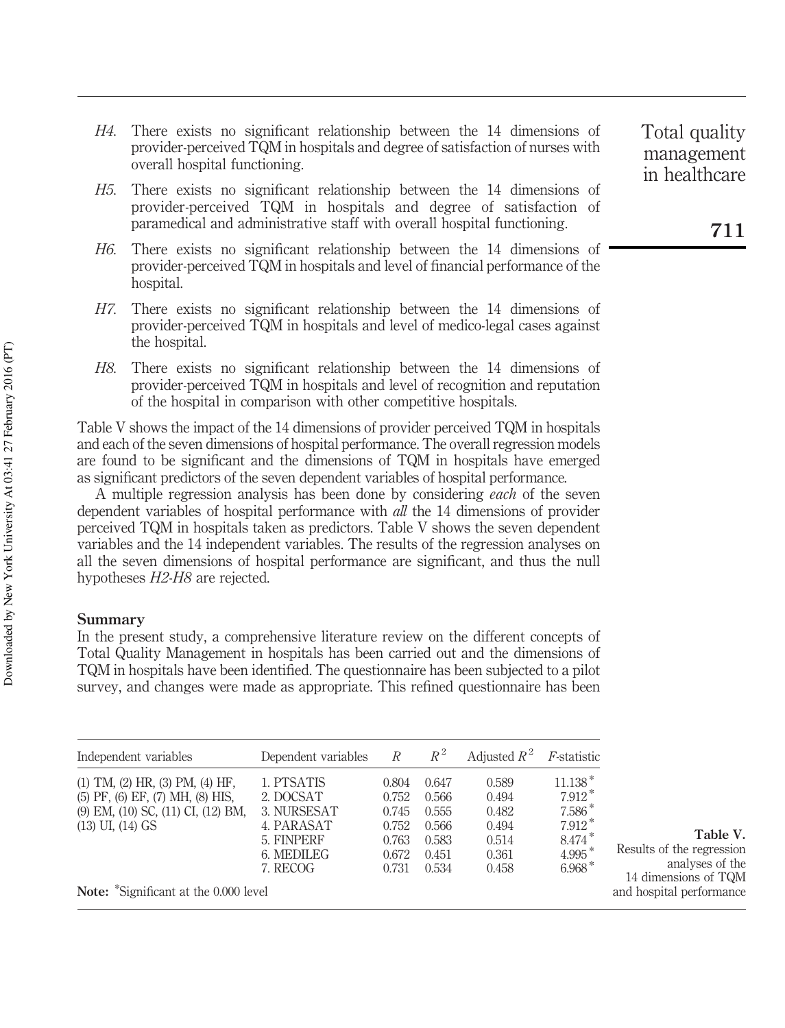*H4*. There exists no significant relationship between the 14 dimensions of provider-perceived TQM in hospitals and degree of satisfaction of nurses with overall hospital functioning.

*H5*. There exists no significant relationship between the 14 dimensions of provider-perceived TQM in hospitals and degree of satisfaction of paramedical and administrative staff with overall hospital functioning.

*H6*. There exists no significant relationship between the 14 dimensions of provider-perceived TQM in hospitals and level of financial performance of the hospital.

*H7*. There exists no significant relationship between the 14 dimensions of provider-perceived TQM in hospitals and level of medico-legal cases against the hospital.

*H8*. There exists no significant relationship between the 14 dimensions of provider-perceived TQM in hospitals and level of recognition and reputation of the hospital in comparison with other competitive hospitals.

Table V shows the impact of the 14 dimensions of provider perceived TQM in hospitals and each of the seven dimensions of hospital performance. The overall regression models are found to be significant and the dimensions of TQM in hospitals have emerged as significant predictors of the seven dependent variables of hospital performance.

A multiple regression analysis has been done by considering *each* of the seven dependent variables of hospital performance with *all* the 14 dimensions of provider perceived TQM in hospitals taken as predictors. Table V shows the seven dependent variables and the 14 independent variables. The results of the regression analyses on all the seven dimensions of hospital performance are significant, and thus the null hypotheses *H2-H8* are rejected.

## Summary

In the present study, a comprehensive literature review on the different concepts of Total Quality Management in hospitals has been carried out and the dimensions of TQM in hospitals have been identified. The questionnaire has been subjected to a pilot survey, and changes were made as appropriate. This refined questionnaire has been

| Independent variables | Dependent variables | $R$ | $R^2$ | Adjusted $R^2$ | $F$-statistic |
|---|---|---|---|---|---|
| (1) TM, (2) HR, (3) PM, (4) HF, (5) PF, (6) EF, (7) MH, (8) HIS, (9) EM, (10) SC, (11) CI, (12) BM, (13) UI, (14) GS | 1. PTSATIS | 0.804 | 0.647 | 0.589 | 11.138* |
| | 2. DOCSAT | 0.752 | 0.566 | 0.494 | 7.912* |
| | 3. NURSESAT | 0.745 | 0.555 | 0.482 | 7.586* |
| | 4. PARASAT | 0.752 | 0.566 | 0.494 | 7.912* |
| | 5. FINPERF | 0.763 | 0.583 | 0.514 | 8.474* |
| | 6. MEDILEG | 0.672 | 0.451 | 0.361 | 4.995* |
| | 7. RECOG | 0.731 | 0.534 | 0.458 | 6.968* |

**Note:** *Significant at the 0.000 level

**Table V.** Results of the regression analyses of the 14 dimensions of TQM and hospital performance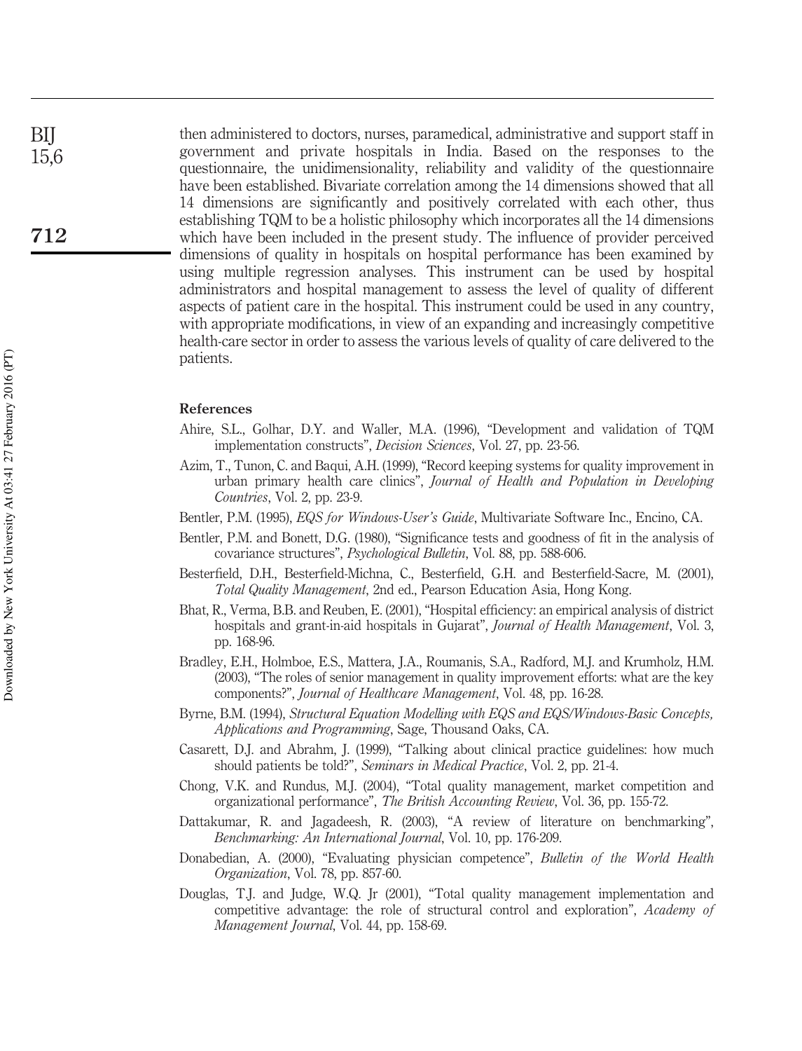then administered to doctors, nurses, paramedical, administrative and support staff in government and private hospitals in India. Based on the responses to the questionnaire, the unidimensionality, reliability and validity of the questionnaire have been established. Bivariate correlation among the 14 dimensions showed that all 14 dimensions are significantly and positively correlated with each other, thus establishing TQM to be a holistic philosophy which incorporates all the 14 dimensions which have been included in the present study. The influence of provider perceived dimensions of quality in hospitals on hospital performance has been examined by using multiple regression analyses. This instrument can be used by hospital administrators and hospital management to assess the level of quality of different aspects of patient care in the hospital. This instrument could be used in any country, with appropriate modifications, in view of an expanding and increasingly competitive health-care sector in order to assess the various levels of quality of care delivered to the patients.

## References

Ahire, S.L., Golhar, D.Y. and Waller, M.A. (1996), "Development and validation of TQM implementation constructs", *Decision Sciences*, Vol. 27, pp. 23-56.

Azim, T., Tunon, C. and Baqui, A.H. (1999), "Record keeping systems for quality improvement in urban primary health care clinics", *Journal of Health and Population in Developing Countries*, Vol. 2, pp. 23-9.

Bentler, P.M. (1995), *EQS for Windows-User's Guide*, Multivariate Software Inc., Encino, CA.

Bentler, P.M. and Bonett, D.G. (1980), "Significance tests and goodness of fit in the analysis of covariance structures", *Psychological Bulletin*, Vol. 88, pp. 588-606.

Besterfield, D.H., Besterfield-Michna, C., Besterfield, G.H. and Besterfield-Sacre, M. (2001), *Total Quality Management*, 2nd ed., Pearson Education Asia, Hong Kong.

Bhat, R., Verma, B.B. and Reuben, E. (2001), "Hospital efficiency: an empirical analysis of district hospitals and grant-in-aid hospitals in Gujarat", *Journal of Health Management*, Vol. 3, pp. 168-96.

Bradley, E.H., Holmboe, E.S., Mattera, J.A., Roumanis, S.A., Radford, M.J. and Krumholz, H.M. (2003), "The roles of senior management in quality improvement efforts: what are the key components?", *Journal of Healthcare Management*, Vol. 48, pp. 16-28.

Byrne, B.M. (1994), *Structural Equation Modelling with EQS and EQS/Windows-Basic Concepts, Applications and Programming*, Sage, Thousand Oaks, CA.

Casarett, D.J. and Abrahm, J. (1999), "Talking about clinical practice guidelines: how much should patients be told?", *Seminars in Medical Practice*, Vol. 2, pp. 21-4.

Chong, V.K. and Rundus, M.J. (2004), "Total quality management, market competition and organizational performance", *The British Accounting Review*, Vol. 36, pp. 155-72.

Dattakumar, R. and Jagadeesh, R. (2003), "A review of literature on benchmarking", *Benchmarking: An International Journal*, Vol. 10, pp. 176-209.

Donabedian, A. (2000), "Evaluating physician competence", *Bulletin of the World Health Organization*, Vol. 78, pp. 857-60.

Douglas, T.J. and Judge, W.Q. Jr (2001), "Total quality management implementation and competitive advantage: the role of structural control and exploration", *Academy of Management Journal*, Vol. 44, pp. 158-69.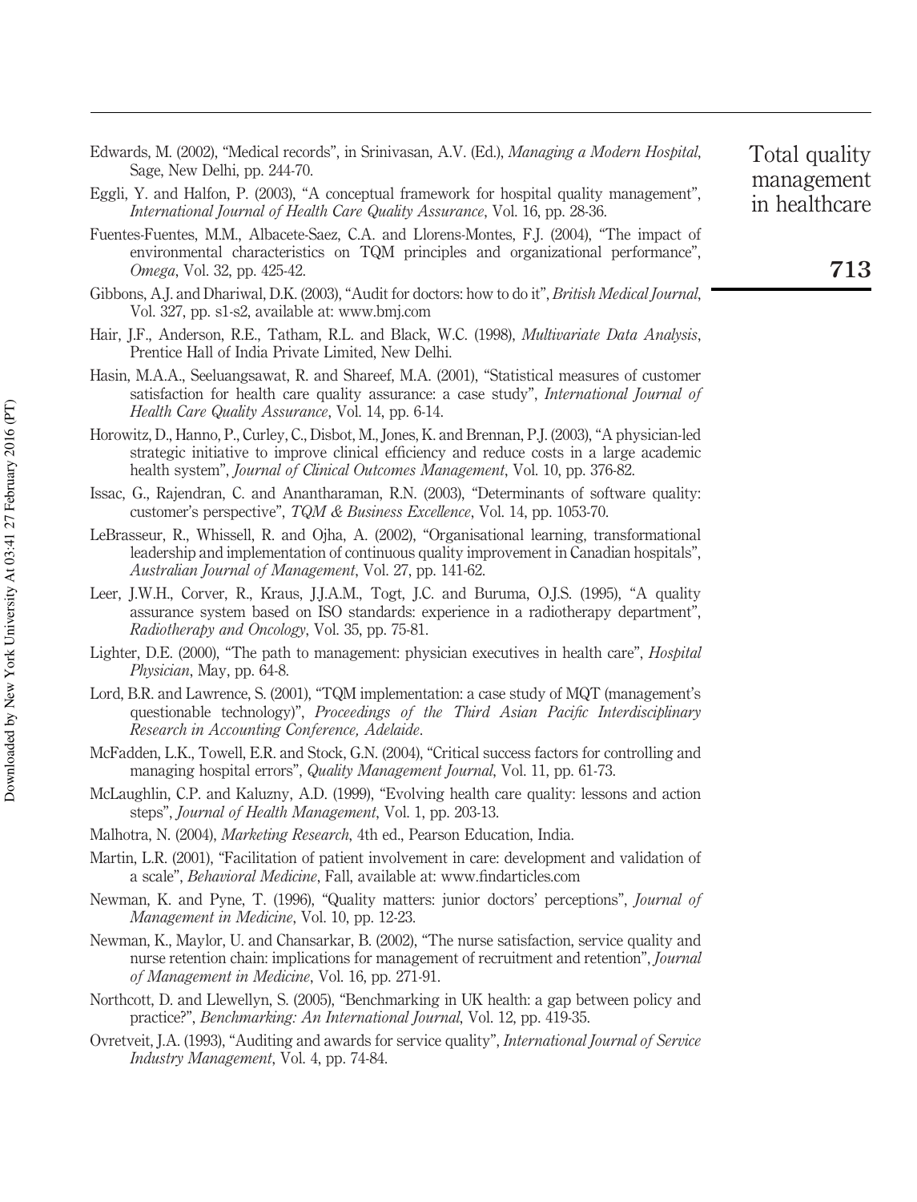Edwards, M. (2002), "Medical records", in Srinivasan, A.V. (Ed.), *Managing a Modern Hospital*, Sage, New Delhi, pp. 244-70.

Eggli, Y. and Halfon, P. (2003), "A conceptual framework for hospital quality management", *International Journal of Health Care Quality Assurance*, Vol. 16, pp. 28-36.

Fuentes-Fuentes, M.M., Albacete-Saez, C.A. and Llorens-Montes, F.J. (2004), "The impact of environmental characteristics on TQM principles and organizational performance", *Omega*, Vol. 32, pp. 425-42.

Gibbons, A.J. and Dhariwal, D.K. (2003), "Audit for doctors: how to do it", *British Medical Journal*, Vol. 327, pp. s1-s2, available at: www.bmj.com

Hair, J.F., Anderson, R.E., Tatham, R.L. and Black, W.C. (1998), *Multivariate Data Analysis*, Prentice Hall of India Private Limited, New Delhi.

Hasin, M.A.A., Seeluangsawat, R. and Shareef, M.A. (2001), "Statistical measures of customer satisfaction for health care quality assurance: a case study", *International Journal of Health Care Quality Assurance*, Vol. 14, pp. 6-14.

Horowitz, D., Hanno, P., Curley, C., Disbot, M., Jones, K. and Brennan, P.J. (2003), "A physician-led strategic initiative to improve clinical efficiency and reduce costs in a large academic health system", *Journal of Clinical Outcomes Management*, Vol. 10, pp. 376-82.

Issac, G., Rajendran, C. and Anantharaman, R.N. (2003), "Determinants of software quality: customer's perspective", *TQM & Business Excellence*, Vol. 14, pp. 1053-70.

LeBrasseur, R., Whissell, R. and Ojha, A. (2002), "Organisational learning, transformational leadership and implementation of continuous quality improvement in Canadian hospitals", *Australian Journal of Management*, Vol. 27, pp. 141-62.

Leer, J.W.H., Corver, R., Kraus, J.J.A.M., Togt, J.C. and Buruma, O.J.S. (1995), "A quality assurance system based on ISO standards: experience in a radiotherapy department", *Radiotherapy and Oncology*, Vol. 35, pp. 75-81.

Lighter, D.E. (2000), "The path to management: physician executives in health care", *Hospital Physician*, May, pp. 64-8.

Lord, B.R. and Lawrence, S. (2001), "TQM implementation: a case study of MQT (management's questionable technology)", *Proceedings of the Third Asian Pacific Interdisciplinary Research in Accounting Conference, Adelaide*.

McFadden, L.K., Towell, E.R. and Stock, G.N. (2004), "Critical success factors for controlling and managing hospital errors", *Quality Management Journal*, Vol. 11, pp. 61-73.

McLaughlin, C.P. and Kaluzny, A.D. (1999), "Evolving health care quality: lessons and action steps", *Journal of Health Management*, Vol. 1, pp. 203-13.

Malhotra, N. (2004), *Marketing Research*, 4th ed., Pearson Education, India.

Martin, L.R. (2001), "Facilitation of patient involvement in care: development and validation of a scale", *Behavioral Medicine*, Fall, available at: www.findarticles.com

Newman, K. and Pyne, T. (1996), "Quality matters: junior doctors' perceptions", *Journal of Management in Medicine*, Vol. 10, pp. 12-23.

Newman, K., Maylor, U. and Chansarkar, B. (2002), "The nurse satisfaction, service quality and nurse retention chain: implications for management of recruitment and retention", *Journal of Management in Medicine*, Vol. 16, pp. 271-91.

Northcott, D. and Llewellyn, S. (2005), "Benchmarking in UK health: a gap between policy and practice?", *Benchmarking: An International Journal*, Vol. 12, pp. 419-35.

Ovretveit, J.A. (1993), "Auditing and awards for service quality", *International Journal of Service Industry Management*, Vol. 4, pp. 74-84.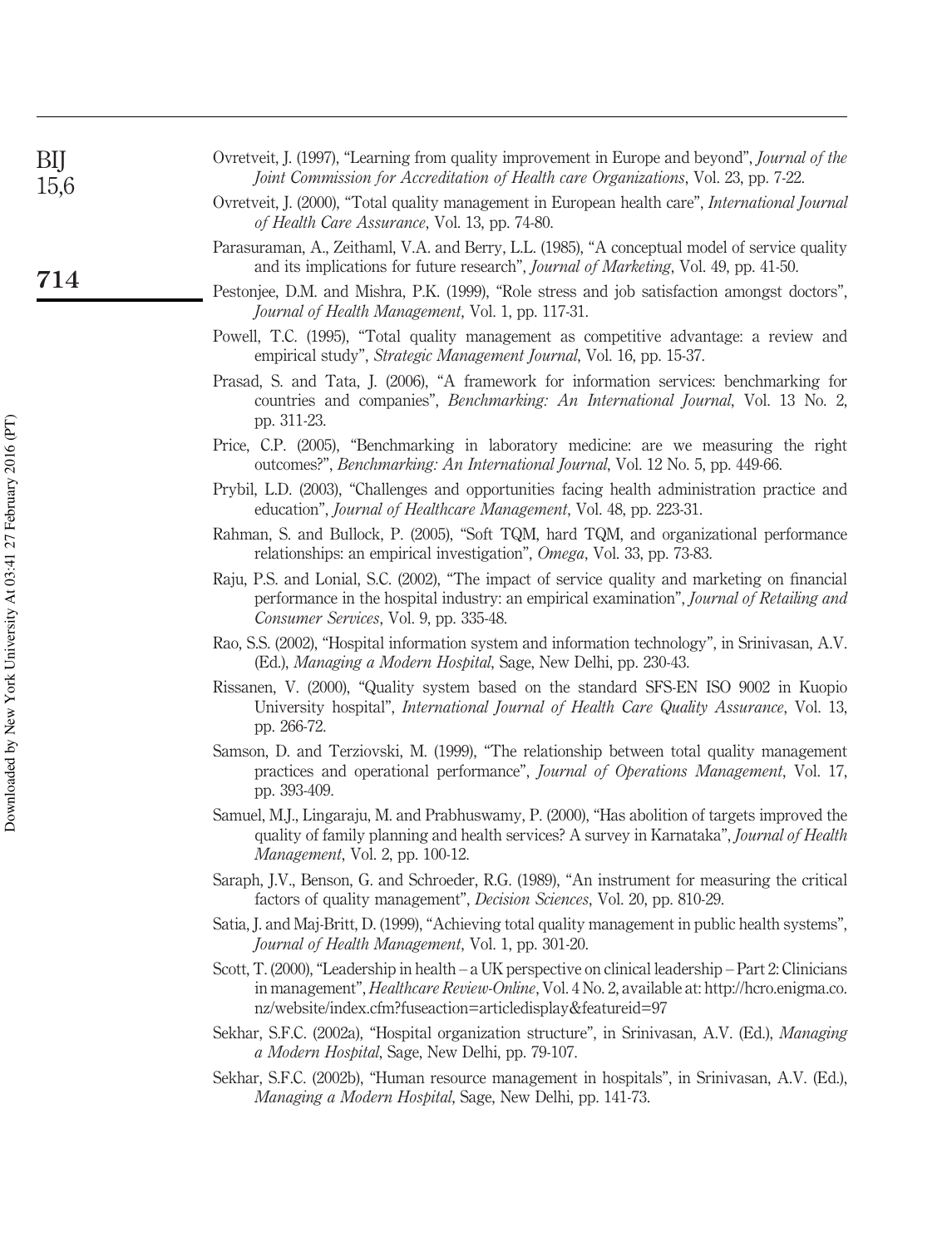Ovretveit, J. (1997), "Learning from quality improvement in Europe and beyond", *Journal of the Joint Commission for Accreditation of Health care Organizations*, Vol. 23, pp. 7-22.

Ovretveit, J. (2000), "Total quality management in European health care", *International Journal of Health Care Assurance*, Vol. 13, pp. 74-80.

Parasuraman, A., Zeithaml, V.A. and Berry, L.L. (1985), "A conceptual model of service quality and its implications for future research", *Journal of Marketing*, Vol. 49, pp. 41-50.

Pestonjee, D.M. and Mishra, P.K. (1999), "Role stress and job satisfaction amongst doctors", *Journal of Health Management*, Vol. 1, pp. 117-31.

Powell, T.C. (1995), "Total quality management as competitive advantage: a review and empirical study", *Strategic Management Journal*, Vol. 16, pp. 15-37.

Prasad, S. and Tata, J. (2006), "A framework for information services: benchmarking for countries and companies", *Benchmarking: An International Journal*, Vol. 13 No. 2, pp. 311-23.

Price, C.P. (2005), "Benchmarking in laboratory medicine: are we measuring the right outcomes?", *Benchmarking: An International Journal*, Vol. 12 No. 5, pp. 449-66.

Prybil, L.D. (2003), "Challenges and opportunities facing health administration practice and education", *Journal of Healthcare Management*, Vol. 48, pp. 223-31.

Rahman, S. and Bullock, P. (2005), "Soft TQM, hard TQM, and organizational performance relationships: an empirical investigation", *Omega*, Vol. 33, pp. 73-83.

Raju, P.S. and Lonial, S.C. (2002), "The impact of service quality and marketing on financial performance in the hospital industry: an empirical examination", *Journal of Retailing and Consumer Services*, Vol. 9, pp. 335-48.

Rao, S.S. (2002), "Hospital information system and information technology", in Srinivasan, A.V. (Ed.), *Managing a Modern Hospital*, Sage, New Delhi, pp. 230-43.

Rissanen, V. (2000), "Quality system based on the standard SFS-EN ISO 9002 in Kuopio University hospital", *International Journal of Health Care Quality Assurance*, Vol. 13, pp. 266-72.

Samson, D. and Terziovski, M. (1999), "The relationship between total quality management practices and operational performance", *Journal of Operations Management*, Vol. 17, pp. 393-409.

Samuel, M.J., Lingaraju, M. and Prabhuswamy, P. (2000), "Has abolition of targets improved the quality of family planning and health services? A survey in Karnataka", *Journal of Health Management*, Vol. 2, pp. 100-12.

Saraph, J.V., Benson, G. and Schroeder, R.G. (1989), "An instrument for measuring the critical factors of quality management", *Decision Sciences*, Vol. 20, pp. 810-29.

Satia, J. and Maj-Britt, D. (1999), "Achieving total quality management in public health systems", *Journal of Health Management*, Vol. 1, pp. 301-20.

Scott, T. (2000), "Leadership in health – a UK perspective on clinical leadership – Part 2: Clinicians in management", *Healthcare Review-Online*, Vol. 4 No. 2, available at: http://hcro.enigma.co.nz/website/index.cfm?fuseaction=articledisplay&featureid=97

Sekhar, S.F.C. (2002a), "Hospital organization structure", in Srinivasan, A.V. (Ed.), *Managing a Modern Hospital*, Sage, New Delhi, pp. 79-107.

Sekhar, S.F.C. (2002b), "Human resource management in hospitals", in Srinivasan, A.V. (Ed.), *Managing a Modern Hospital*, Sage, New Delhi, pp. 141-73.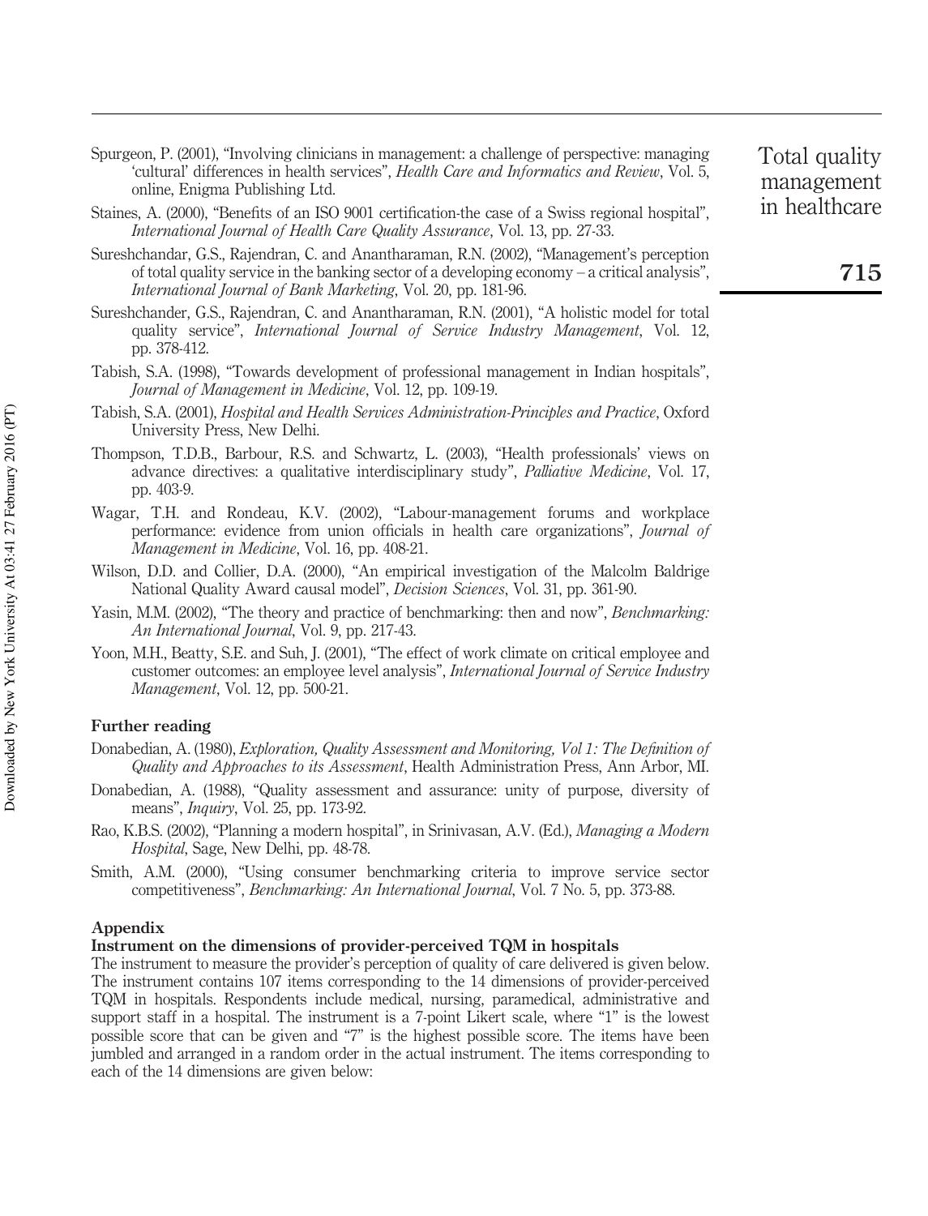Spurgeon, P. (2001), "Involving clinicians in management: a challenge of perspective: managing 'cultural' differences in health services", *Health Care and Informatics and Review*, Vol. 5, online, Enigma Publishing Ltd.

Staines, A. (2000), "Benefits of an ISO 9001 certification-the case of a Swiss regional hospital", *International Journal of Health Care Quality Assurance*, Vol. 13, pp. 27-33.

Sureshchandar, G.S., Rajendran, C. and Anantharaman, R.N. (2002), "Management's perception of total quality service in the banking sector of a developing economy – a critical analysis", *International Journal of Bank Marketing*, Vol. 20, pp. 181-96.

Sureshchander, G.S., Rajendran, C. and Anantharaman, R.N. (2001), "A holistic model for total quality service", *International Journal of Service Industry Management*, Vol. 12, pp. 378-412.

Tabish, S.A. (1998), "Towards development of professional management in Indian hospitals", *Journal of Management in Medicine*, Vol. 12, pp. 109-19.

Tabish, S.A. (2001), *Hospital and Health Services Administration-Principles and Practice*, Oxford University Press, New Delhi.

Thompson, T.D.B., Barbour, R.S. and Schwartz, L. (2003), "Health professionals' views on advance directives: a qualitative interdisciplinary study", *Palliative Medicine*, Vol. 17, pp. 403-9.

Wagar, T.H. and Rondeau, K.V. (2002), "Labour-management forums and workplace performance: evidence from union officials in health care organizations", *Journal of Management in Medicine*, Vol. 16, pp. 408-21.

Wilson, D.D. and Collier, D.A. (2000), "An empirical investigation of the Malcolm Baldrige National Quality Award causal model", *Decision Sciences*, Vol. 31, pp. 361-90.

Yasin, M.M. (2002), "The theory and practice of benchmarking: then and now", *Benchmarking: An International Journal*, Vol. 9, pp. 217-43.

Yoon, M.H., Beatty, S.E. and Suh, J. (2001), "The effect of work climate on critical employee and customer outcomes: an employee level analysis", *International Journal of Service Industry Management*, Vol. 12, pp. 500-21.

### Further reading

Donabedian, A. (1980), *Exploration, Quality Assessment and Monitoring, Vol 1: The Definition of Quality and Approaches to its Assessment*, Health Administration Press, Ann Arbor, MI.

Donabedian, A. (1988), "Quality assessment and assurance: unity of purpose, diversity of means", *Inquiry*, Vol. 25, pp. 173-92.

Rao, K.B.S. (2002), "Planning a modern hospital", in Srinivasan, A.V. (Ed.), *Managing a Modern Hospital*, Sage, New Delhi, pp. 48-78.

Smith, A.M. (2000), "Using consumer benchmarking criteria to improve service sector competitiveness", *Benchmarking: An International Journal*, Vol. 7 No. 5, pp. 373-88.

## Appendix

### Instrument on the dimensions of provider-perceived TQM in hospitals

The instrument to measure the provider's perception of quality of care delivered is given below. The instrument contains 107 items corresponding to the 14 dimensions of provider-perceived TQM in hospitals. Respondents include medical, nursing, paramedical, administrative and support staff in a hospital. The instrument is a 7-point Likert scale, where "1" is the lowest possible score that can be given and "7" is the highest possible score. The items have been jumbled and arranged in a random order in the actual instrument. The items corresponding to each of the 14 dimensions are given below: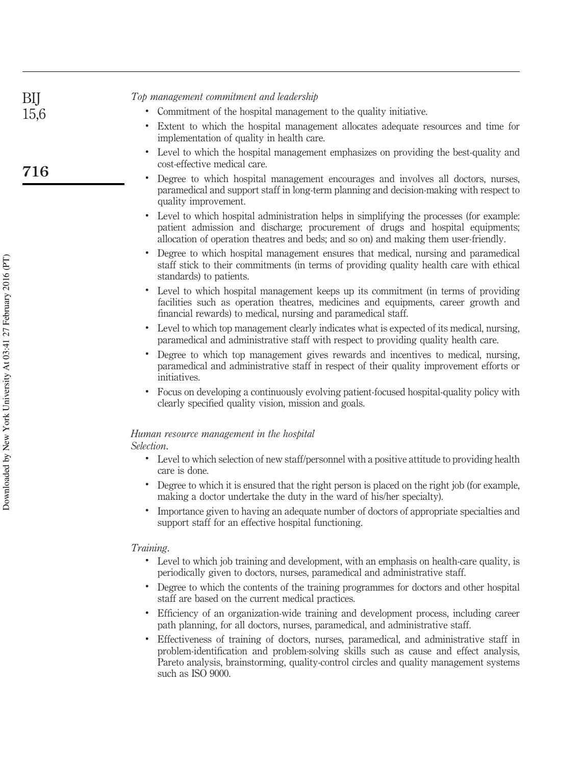*Top management commitment and leadership*

- Commitment of the hospital management to the quality initiative.
- Extent to which the hospital management allocates adequate resources and time for implementation of quality in health care.
- Level to which the hospital management emphasizes on providing the best-quality and cost-effective medical care.
- Degree to which hospital management encourages and involves all doctors, nurses, paramedical and support staff in long-term planning and decision-making with respect to quality improvement.
- Level to which hospital administration helps in simplifying the processes (for example: patient admission and discharge; procurement of drugs and hospital equipments; allocation of operation theatres and beds; and so on) and making them user-friendly.
- Degree to which hospital management ensures that medical, nursing and paramedical staff stick to their commitments (in terms of providing quality health care with ethical standards) to patients.
- Level to which hospital management keeps up its commitment (in terms of providing facilities such as operation theatres, medicines and equipments, career growth and financial rewards) to medical, nursing and paramedical staff.
- Level to which top management clearly indicates what is expected of its medical, nursing, paramedical and administrative staff with respect to providing quality health care.
- Degree to which top management gives rewards and incentives to medical, nursing, paramedical and administrative staff in respect of their quality improvement efforts or initiatives.
- Focus on developing a continuously evolving patient-focused hospital-quality policy with clearly specified quality vision, mission and goals.

*Human resource management in the hospital*

*Selection*.

- Level to which selection of new staff/personnel with a positive attitude to providing health care is done.
- Degree to which it is ensured that the right person is placed on the right job (for example, making a doctor undertake the duty in the ward of his/her specialty).
- Importance given to having an adequate number of doctors of appropriate specialties and support staff for an effective hospital functioning.

*Training*.

- Level to which job training and development, with an emphasis on health-care quality, is periodically given to doctors, nurses, paramedical and administrative staff.
- Degree to which the contents of the training programmes for doctors and other hospital staff are based on the current medical practices.
- Efficiency of an organization-wide training and development process, including career path planning, for all doctors, nurses, paramedical, and administrative staff.
- Effectiveness of training of doctors, nurses, paramedical, and administrative staff in problem-identification and problem-solving skills such as cause and effect analysis, Pareto analysis, brainstorming, quality-control circles and quality management systems such as ISO 9000.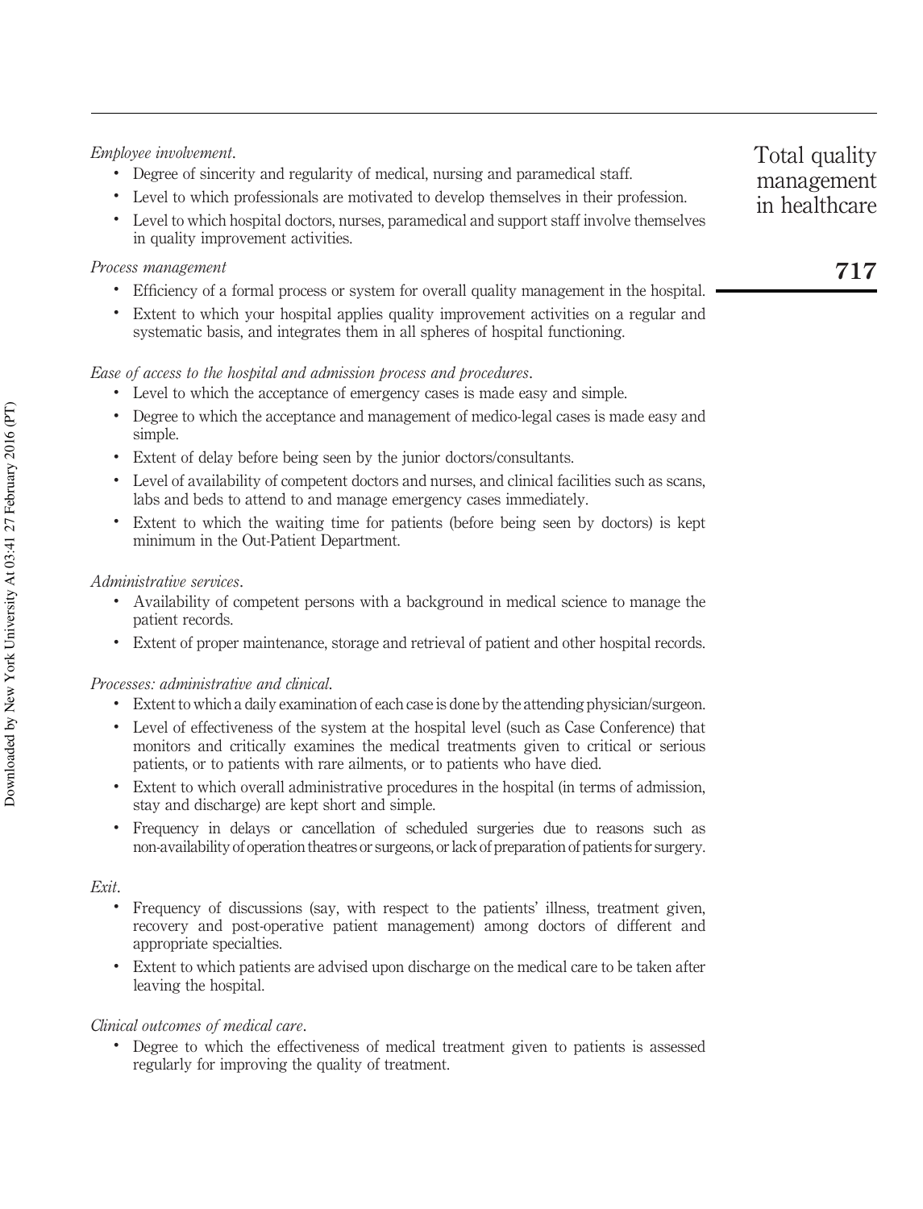*Employee involvement*.

- Degree of sincerity and regularity of medical, nursing and paramedical staff.
- Level to which professionals are motivated to develop themselves in their profession.
- Level to which hospital doctors, nurses, paramedical and support staff involve themselves in quality improvement activities.

*Process management*

- Efficiency of a formal process or system for overall quality management in the hospital.
- Extent to which your hospital applies quality improvement activities on a regular and systematic basis, and integrates them in all spheres of hospital functioning.

*Ease of access to the hospital and admission process and procedures*.

- Level to which the acceptance of emergency cases is made easy and simple.
- Degree to which the acceptance and management of medico-legal cases is made easy and simple.
- Extent of delay before being seen by the junior doctors/consultants.
- Level of availability of competent doctors and nurses, and clinical facilities such as scans, labs and beds to attend to and manage emergency cases immediately.
- Extent to which the waiting time for patients (before being seen by doctors) is kept minimum in the Out-Patient Department.

*Administrative services*.

- Availability of competent persons with a background in medical science to manage the patient records.
- Extent of proper maintenance, storage and retrieval of patient and other hospital records.

*Processes: administrative and clinical*.

- Extent to which a daily examination of each case is done by the attending physician/surgeon.
- Level of effectiveness of the system at the hospital level (such as Case Conference) that monitors and critically examines the medical treatments given to critical or serious patients, or to patients with rare ailments, or to patients who have died.
- Extent to which overall administrative procedures in the hospital (in terms of admission, stay and discharge) are kept short and simple.
- Frequency in delays or cancellation of scheduled surgeries due to reasons such as non-availability of operation theatres or surgeons, or lack of preparation of patients for surgery.

*Exit*.

- Frequency of discussions (say, with respect to the patients' illness, treatment given, recovery and post-operative patient management) among doctors of different and appropriate specialties.
- Extent to which patients are advised upon discharge on the medical care to be taken after leaving the hospital.

*Clinical outcomes of medical care*.

- Degree to which the effectiveness of medical treatment given to patients is assessed regularly for improving the quality of treatment.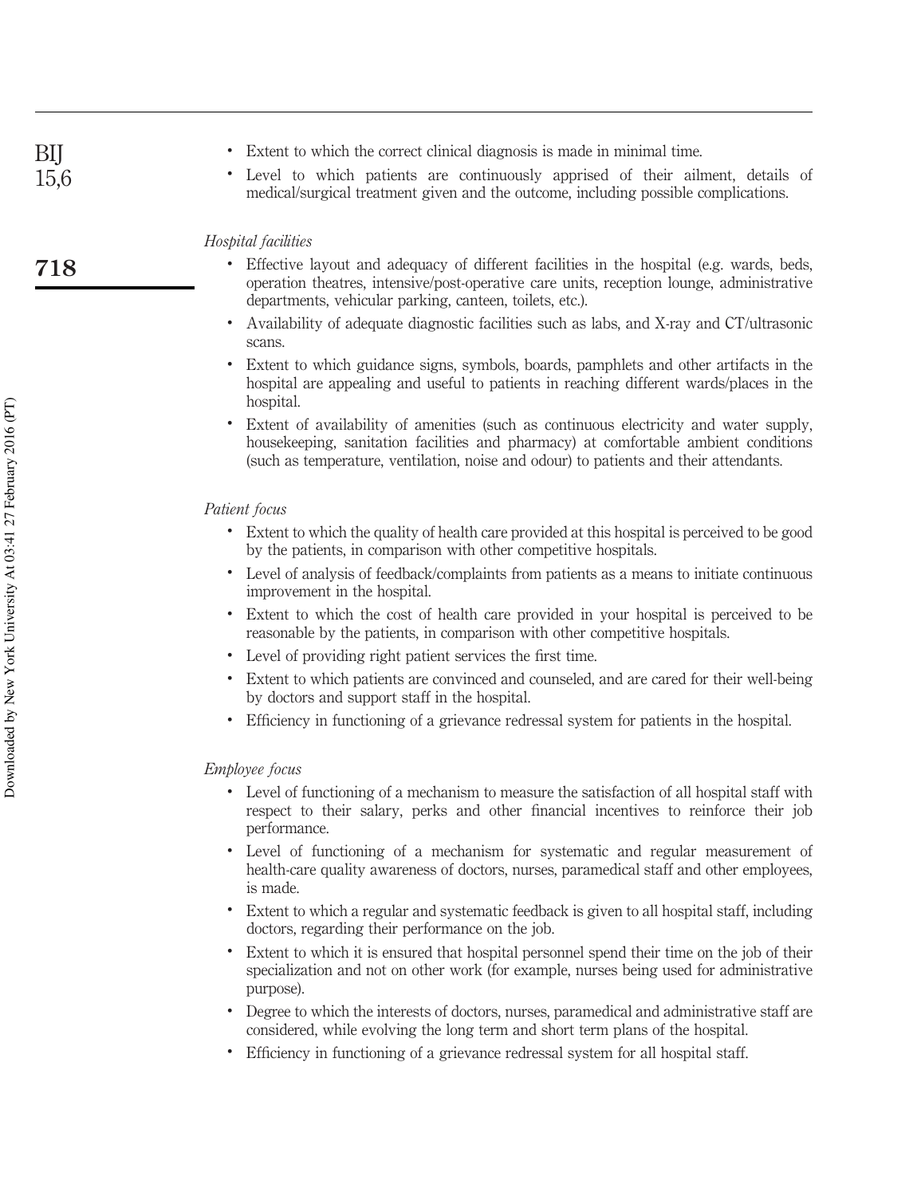- Extent to which the correct clinical diagnosis is made in minimal time.
- Level to which patients are continuously apprised of their ailment, details of medical/surgical treatment given and the outcome, including possible complications.

*Hospital facilities*

- Effective layout and adequacy of different facilities in the hospital (e.g. wards, beds, operation theatres, intensive/post-operative care units, reception lounge, administrative departments, vehicular parking, canteen, toilets, etc.).
- Availability of adequate diagnostic facilities such as labs, and X-ray and CT/ultrasonic scans.
- Extent to which guidance signs, symbols, boards, pamphlets and other artifacts in the hospital are appealing and useful to patients in reaching different wards/places in the hospital.
- Extent of availability of amenities (such as continuous electricity and water supply, housekeeping, sanitation facilities and pharmacy) at comfortable ambient conditions (such as temperature, ventilation, noise and odour) to patients and their attendants.

*Patient focus*

- Extent to which the quality of health care provided at this hospital is perceived to be good by the patients, in comparison with other competitive hospitals.
- Level of analysis of feedback/complaints from patients as a means to initiate continuous improvement in the hospital.
- Extent to which the cost of health care provided in your hospital is perceived to be reasonable by the patients, in comparison with other competitive hospitals.
- Level of providing right patient services the first time.
- Extent to which patients are convinced and counseled, and are cared for their well-being by doctors and support staff in the hospital.
- Efficiency in functioning of a grievance redressal system for patients in the hospital.

*Employee focus*

- Level of functioning of a mechanism to measure the satisfaction of all hospital staff with respect to their salary, perks and other financial incentives to reinforce their job performance.
- Level of functioning of a mechanism for systematic and regular measurement of health-care quality awareness of doctors, nurses, paramedical staff and other employees, is made.
- Extent to which a regular and systematic feedback is given to all hospital staff, including doctors, regarding their performance on the job.
- Extent to which it is ensured that hospital personnel spend their time on the job of their specialization and not on other work (for example, nurses being used for administrative purpose).
- Degree to which the interests of doctors, nurses, paramedical and administrative staff are considered, while evolving the long term and short term plans of the hospital.
- Efficiency in functioning of a grievance redressal system for all hospital staff.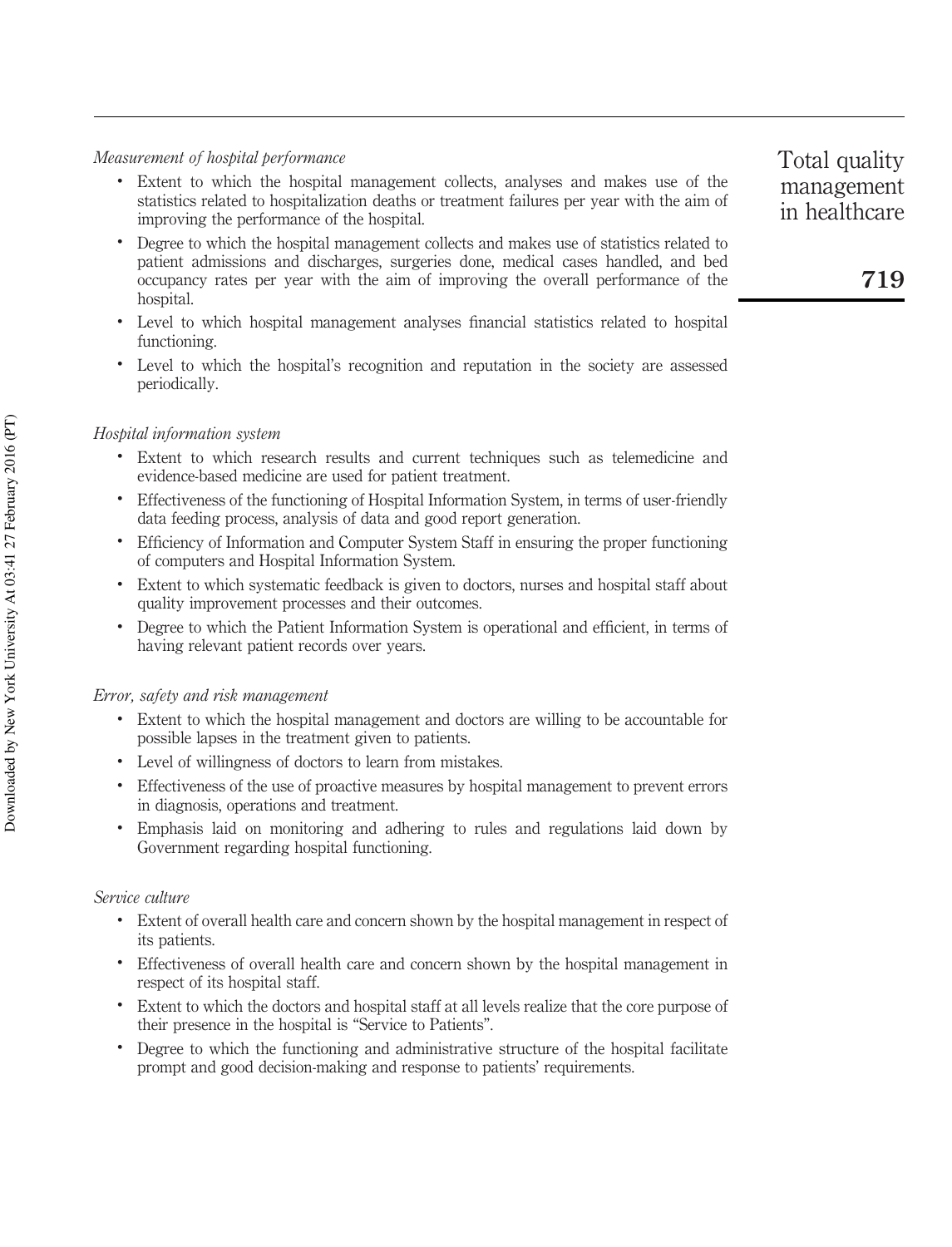*Measurement of hospital performance*

- Extent to which the hospital management collects, analyses and makes use of the statistics related to hospitalization deaths or treatment failures per year with the aim of improving the performance of the hospital.
- Degree to which the hospital management collects and makes use of statistics related to patient admissions and discharges, surgeries done, medical cases handled, and bed occupancy rates per year with the aim of improving the overall performance of the hospital.
- Level to which hospital management analyses financial statistics related to hospital functioning.
- Level to which the hospital's recognition and reputation in the society are assessed periodically.

*Hospital information system*

- Extent to which research results and current techniques such as telemedicine and evidence-based medicine are used for patient treatment.
- Effectiveness of the functioning of Hospital Information System, in terms of user-friendly data feeding process, analysis of data and good report generation.
- Efficiency of Information and Computer System Staff in ensuring the proper functioning of computers and Hospital Information System.
- Extent to which systematic feedback is given to doctors, nurses and hospital staff about quality improvement processes and their outcomes.
- Degree to which the Patient Information System is operational and efficient, in terms of having relevant patient records over years.

*Error, safety and risk management*

- Extent to which the hospital management and doctors are willing to be accountable for possible lapses in the treatment given to patients.
- Level of willingness of doctors to learn from mistakes.
- Effectiveness of the use of proactive measures by hospital management to prevent errors in diagnosis, operations and treatment.
- Emphasis laid on monitoring and adhering to rules and regulations laid down by Government regarding hospital functioning.

*Service culture*

- Extent of overall health care and concern shown by the hospital management in respect of its patients.
- Effectiveness of overall health care and concern shown by the hospital management in respect of its hospital staff.
- Extent to which the doctors and hospital staff at all levels realize that the core purpose of their presence in the hospital is "Service to Patients".
- Degree to which the functioning and administrative structure of the hospital facilitate prompt and good decision-making and response to patients' requirements.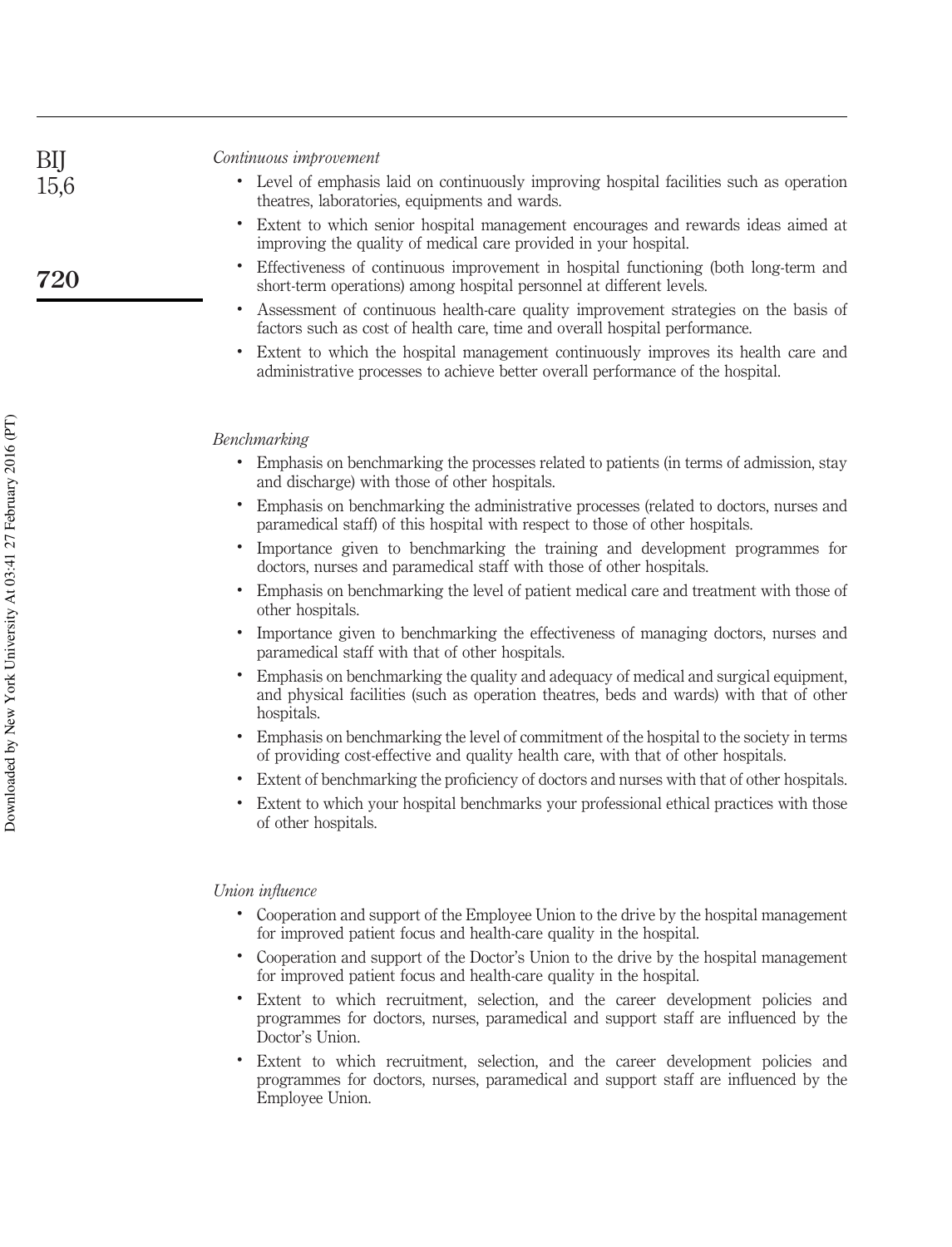*Continuous improvement*

- Level of emphasis laid on continuously improving hospital facilities such as operation theatres, laboratories, equipments and wards.
- Extent to which senior hospital management encourages and rewards ideas aimed at improving the quality of medical care provided in your hospital.
- Effectiveness of continuous improvement in hospital functioning (both long-term and short-term operations) among hospital personnel at different levels.
- Assessment of continuous health-care quality improvement strategies on the basis of factors such as cost of health care, time and overall hospital performance.
- Extent to which the hospital management continuously improves its health care and administrative processes to achieve better overall performance of the hospital.

*Benchmarking*

- Emphasis on benchmarking the processes related to patients (in terms of admission, stay and discharge) with those of other hospitals.
- Emphasis on benchmarking the administrative processes (related to doctors, nurses and paramedical staff) of this hospital with respect to those of other hospitals.
- Importance given to benchmarking the training and development programmes for doctors, nurses and paramedical staff with those of other hospitals.
- Emphasis on benchmarking the level of patient medical care and treatment with those of other hospitals.
- Importance given to benchmarking the effectiveness of managing doctors, nurses and paramedical staff with that of other hospitals.
- Emphasis on benchmarking the quality and adequacy of medical and surgical equipment, and physical facilities (such as operation theatres, beds and wards) with that of other hospitals.
- Emphasis on benchmarking the level of commitment of the hospital to the society in terms of providing cost-effective and quality health care, with that of other hospitals.
- Extent of benchmarking the proficiency of doctors and nurses with that of other hospitals.
- Extent to which your hospital benchmarks your professional ethical practices with those of other hospitals.

*Union influence*

- Cooperation and support of the Employee Union to the drive by the hospital management for improved patient focus and health-care quality in the hospital.
- Cooperation and support of the Doctor's Union to the drive by the hospital management for improved patient focus and health-care quality in the hospital.
- Extent to which recruitment, selection, and the career development policies and programmes for doctors, nurses, paramedical and support staff are influenced by the Doctor's Union.
- Extent to which recruitment, selection, and the career development policies and programmes for doctors, nurses, paramedical and support staff are influenced by the Employee Union.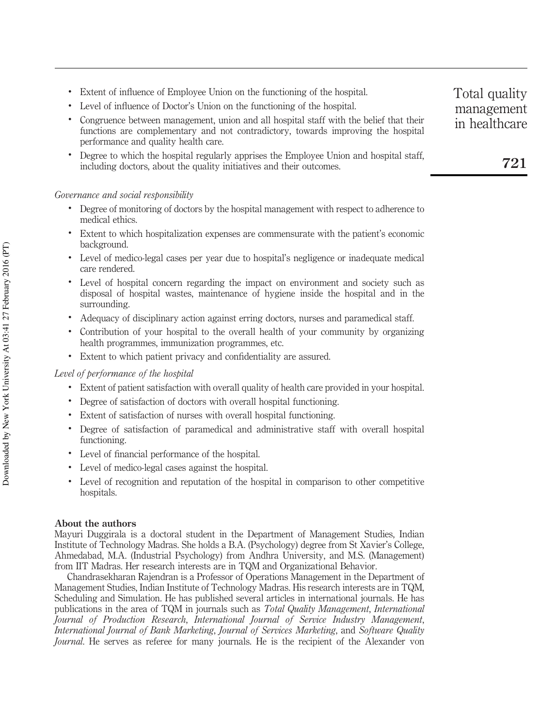- Extent of influence of Employee Union on the functioning of the hospital.
- Level of influence of Doctor's Union on the functioning of the hospital.
- Congruence between management, union and all hospital staff with the belief that their functions are complementary and not contradictory, towards improving the hospital performance and quality health care.
- Degree to which the hospital regularly apprises the Employee Union and hospital staff, including doctors, about the quality initiatives and their outcomes.

*Governance and social responsibility*

- Degree of monitoring of doctors by the hospital management with respect to adherence to medical ethics.
- Extent to which hospitalization expenses are commensurate with the patient's economic background.
- Level of medico-legal cases per year due to hospital's negligence or inadequate medical care rendered.
- Level of hospital concern regarding the impact on environment and society such as disposal of hospital wastes, maintenance of hygiene inside the hospital and in the surrounding.
- Adequacy of disciplinary action against erring doctors, nurses and paramedical staff.
- Contribution of your hospital to the overall health of your community by organizing health programmes, immunization programmes, etc.
- Extent to which patient privacy and confidentiality are assured.

*Level of performance of the hospital*

- Extent of patient satisfaction with overall quality of health care provided in your hospital.
- Degree of satisfaction of doctors with overall hospital functioning.
- Extent of satisfaction of nurses with overall hospital functioning.
- Degree of satisfaction of paramedical and administrative staff with overall hospital functioning.
- Level of financial performance of the hospital.
- Level of medico-legal cases against the hospital.
- Level of recognition and reputation of the hospital in comparison to other competitive hospitals.

## About the authors

Mayuri Duggirala is a doctoral student in the Department of Management Studies, Indian Institute of Technology Madras. She holds a B.A. (Psychology) degree from St Xavier's College, Ahmedabad, M.A. (Industrial Psychology) from Andhra University, and M.S. (Management) from IIT Madras. Her research interests are in TQM and Organizational Behavior.

Chandrasekharan Rajendran is a Professor of Operations Management in the Department of Management Studies, Indian Institute of Technology Madras. His research interests are in TQM, Scheduling and Simulation. He has published several articles in international journals. He has publications in the area of TQM in journals such as *Total Quality Management*, *International Journal of Production Research*, *International Journal of Service Industry Management*, *International Journal of Bank Marketing*, *Journal of Services Marketing*, and *Software Quality Journal*. He serves as referee for many journals. He is the recipient of the Alexander von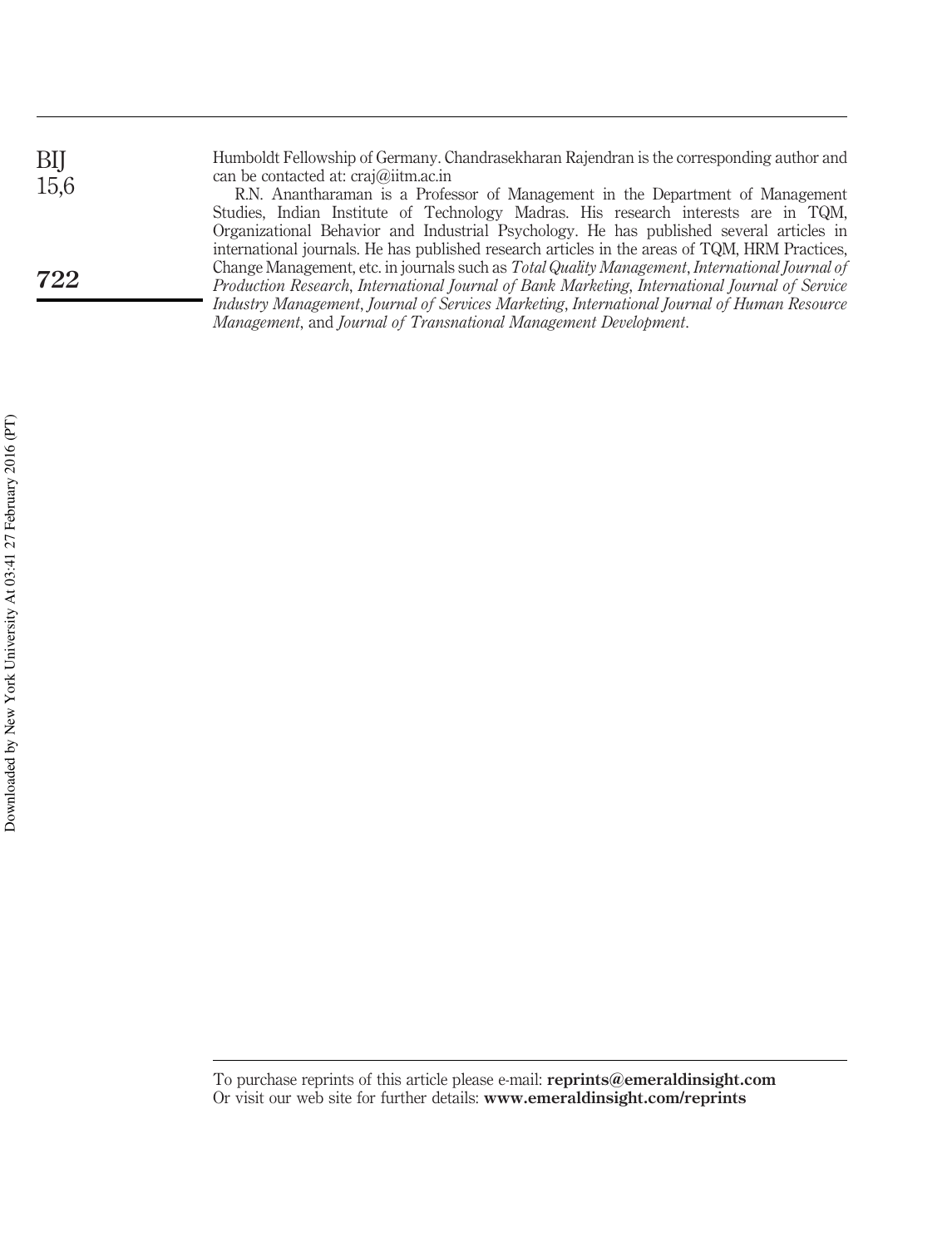Humboldt Fellowship of Germany. Chandrasekharan Rajendran is the corresponding author and can be contacted at: craj@iitm.ac.in

R.N. Anantharaman is a Professor of Management in the Department of Management Studies, Indian Institute of Technology Madras. His research interests are in TQM, Organizational Behavior and Industrial Psychology. He has published several articles in international journals. He has published research articles in the areas of TQM, HRM Practices, Change Management, etc. in journals such as *Total Quality Management*, *International Journal of Production Research*, *International Journal of Bank Marketing*, *International Journal of Service Industry Management*, *Journal of Services Marketing*, *International Journal of Human Resource Management*, and *Journal of Transnational Management Development*.

To purchase reprints of this article please e-mail: **reprints@emeraldinsight.com**
Or visit our web site for further details: **www.emeraldinsight.com/reprints**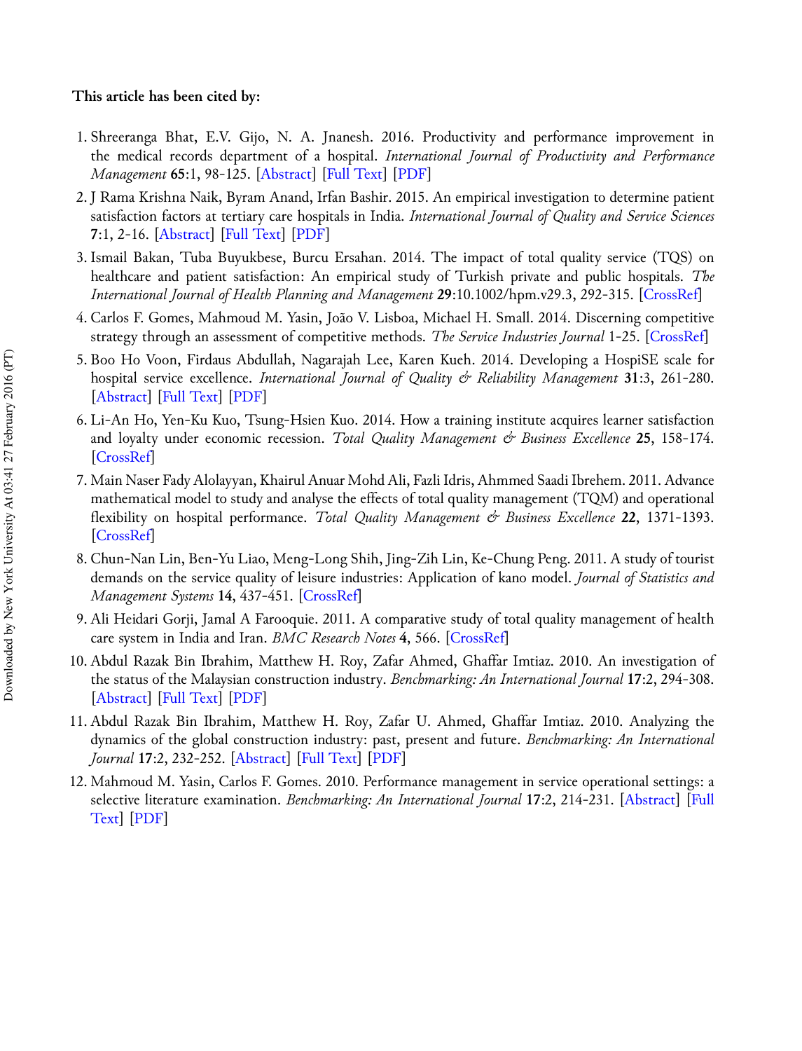**This article has been cited by:**

1. Shreeranga Bhat, E.V. Gijo, N. A. Jnanesh. 2016. Productivity and performance improvement in the medical records department of a hospital. *International Journal of Productivity and Performance Management* **65**:1, 98-125. [Abstract] [Full Text] [PDF]
2. J Rama Krishna Naik, Byram Anand, Irfan Bashir. 2015. An empirical investigation to determine patient satisfaction factors at tertiary care hospitals in India. *International Journal of Quality and Service Sciences* **7**:1, 2-16. [Abstract] [Full Text] [PDF]
3. Ismail Bakan, Tuba Buyukbese, Burcu Ersahan. 2014. The impact of total quality service (TQS) on healthcare and patient satisfaction: An empirical study of Turkish private and public hospitals. *The International Journal of Health Planning and Management* **29**:10.1002/hpm.v29.3, 292-315. [CrossRef]
4. Carlos F. Gomes, Mahmoud M. Yasin, João V. Lisboa, Michael H. Small. 2014. Discerning competitive strategy through an assessment of competitive methods. *The Service Industries Journal* 1-25. [CrossRef]
5. Boo Ho Voon, Firdaus Abdullah, Nagarajah Lee, Karen Kueh. 2014. Developing a HospiSE scale for hospital service excellence. *International Journal of Quality & Reliability Management* **31**:3, 261-280. [Abstract] [Full Text] [PDF]
6. Li-An Ho, Yen-Ku Kuo, Tsung-Hsien Kuo. 2014. How a training institute acquires learner satisfaction and loyalty under economic recession. *Total Quality Management & Business Excellence* **25**, 158-174. [CrossRef]
7. Main Naser Fady Alolayyan, Khairul Anuar Mohd Ali, Fazli Idris, Ahmmed Saadi Ibrehem. 2011. Advance mathematical model to study and analyse the effects of total quality management (TQM) and operational flexibility on hospital performance. *Total Quality Management & Business Excellence* **22**, 1371-1393. [CrossRef]
8. Chun-Nan Lin, Ben-Yu Liao, Meng-Long Shih, Jing-Zih Lin, Ke-Chung Peng. 2011. A study of tourist demands on the service quality of leisure industries: Application of kano model. *Journal of Statistics and Management Systems* **14**, 437-451. [CrossRef]
9. Ali Heidari Gorji, Jamal A Farooquie. 2011. A comparative study of total quality management of health care system in India and Iran. *BMC Research Notes* **4**, 566. [CrossRef]
10. Abdul Razak Bin Ibrahim, Matthew H. Roy, Zafar Ahmed, Ghaffar Imtiaz. 2010. An investigation of the status of the Malaysian construction industry. *Benchmarking: An International Journal* **17**:2, 294-308. [Abstract] [Full Text] [PDF]
11. Abdul Razak Bin Ibrahim, Matthew H. Roy, Zafar U. Ahmed, Ghaffar Imtiaz. 2010. Analyzing the dynamics of the global construction industry: past, present and future. *Benchmarking: An International Journal* **17**:2, 232-252. [Abstract] [Full Text] [PDF]
12. Mahmoud M. Yasin, Carlos F. Gomes. 2010. Performance management in service operational settings: a selective literature examination. *Benchmarking: An International Journal* **17**:2, 214-231. [Abstract] [Full Text] [PDF]